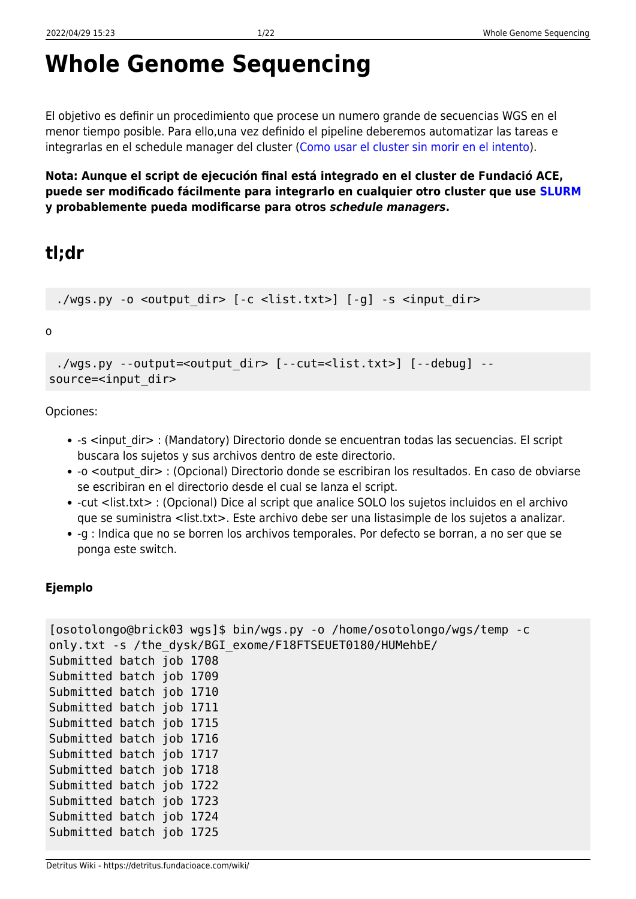# Whole Genome Sequencing

El objetivo es definir un procedimiento que procese un numero grande de secuencias WGS en el menor tiempo posible. Para ello,una vez definido el pipeline deberemos automatizar las tareas e integrarlas en el schedule manager del cluster (Como usar el cluster sin morir en el intento).

**Nota: Aunque el script de ejecución final está integrado en el cluster de Fundació ACE, puede ser modificado fácilmente para integrarlo en cualquier otro cluster que use SLURM y probablemente pueda modificarse para otros *schedule managers*.**

## tl;dr

```
./wgs.py -o <output_dir> [-c <list.txt>] [-g] -s <input_dir>
```

o

```
./wgs.py --output=<output_dir> [--cut=<list.txt>] [--debug] --source=<input_dir>
```

Opciones:

- -s <input_dir> : (Mandatory) Directorio donde se encuentran todas las secuencias. El script buscara los sujetos y sus archivos dentro de este directorio.
- -o <output_dir> : (Opcional) Directorio donde se escribiran los resultados. En caso de obviarse se escribiran en el directorio desde el cual se lanza el script.
- -cut <list.txt> : (Opcional) Dice al script que analice SOLO los sujetos incluidos en el archivo que se suministra <list.txt>. Este archivo debe ser una listasimple de los sujetos a analizar.
- -g : Indica que no se borren los archivos temporales. Por defecto se borran, a no ser que se ponga este switch.

#### Ejemplo

```
[osotolongo@brick03 wgs]$ bin/wgs.py -o /home/osotolongo/wgs/temp -c only.txt -s /the_dysk/BGI_exome/F18FTSEUET0180/HUMehbE/
Submitted batch job 1708
Submitted batch job 1709
Submitted batch job 1710
Submitted batch job 1711
Submitted batch job 1715
Submitted batch job 1716
Submitted batch job 1717
Submitted batch job 1718
Submitted batch job 1722
Submitted batch job 1723
Submitted batch job 1724
Submitted batch job 1725
```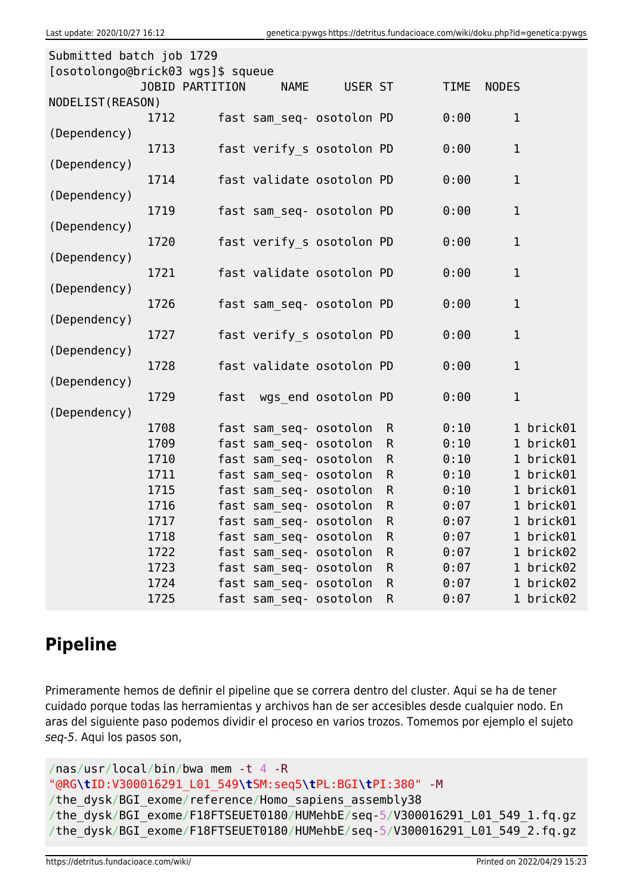```
Submitted batch job 1729
[osotolongo@brick03 wgs]$ squeue
             JOBID PARTITION     NAME     USER ST       TIME  NODES NODELIST(REASON)
              1712      fast sam_seq- osotolon PD       0:00      1 (Dependency)
              1713      fast verify_s osotolon PD       0:00      1 (Dependency)
              1714      fast validate osotolon PD       0:00      1 (Dependency)
              1719      fast sam_seq- osotolon PD       0:00      1 (Dependency)
              1720      fast verify_s osotolon PD       0:00      1 (Dependency)
              1721      fast validate osotolon PD       0:00      1 (Dependency)
              1726      fast sam_seq- osotolon PD       0:00      1 (Dependency)
              1727      fast verify_s osotolon PD       0:00      1 (Dependency)
              1728      fast validate osotolon PD       0:00      1 (Dependency)
              1729      fast  wgs_end osotolon PD       0:00      1 (Dependency)
              1708      fast sam_seq- osotolon  R       0:10      1 brick01
              1709      fast sam_seq- osotolon  R       0:10      1 brick01
              1710      fast sam_seq- osotolon  R       0:10      1 brick01
              1711      fast sam_seq- osotolon  R       0:10      1 brick01
              1715      fast sam_seq- osotolon  R       0:10      1 brick01
              1716      fast sam_seq- osotolon  R       0:07      1 brick01
              1717      fast sam_seq- osotolon  R       0:07      1 brick01
              1718      fast sam_seq- osotolon  R       0:07      1 brick01
              1722      fast sam_seq- osotolon  R       0:07      1 brick02
              1723      fast sam_seq- osotolon  R       0:07      1 brick02
              1724      fast sam_seq- osotolon  R       0:07      1 brick02
              1725      fast sam_seq- osotolon  R       0:07      1 brick02
```

## Pipeline

Primeramente hemos de definir el pipeline que se correra dentro del cluster. Aqui se ha de tener cuidado porque todas las herramientas y archivos han de ser accesibles desde cualquier nodo. En aras del siguiente paso podemos dividir el proceso en varios trozos. Tomemos por ejemplo el sujeto *seq-5*. Aqui los pasos son,

```
/nas/usr/local/bin/bwa mem -t 4 -R "@RG\tID:V300016291_L01_549\tSM:seq5\tPL:BGI\tPI:380" -M /the_dysk/BGI_exome/reference/Homo_sapiens_assembly38 /the_dysk/BGI_exome/F18FTSEUET0180/HUMehbE/seq-5/V300016291_L01_549_1.fq.gz /the_dysk/BGI_exome/F18FTSEUET0180/HUMehbE/seq-5/V300016291_L01_549_2.fq.gz
```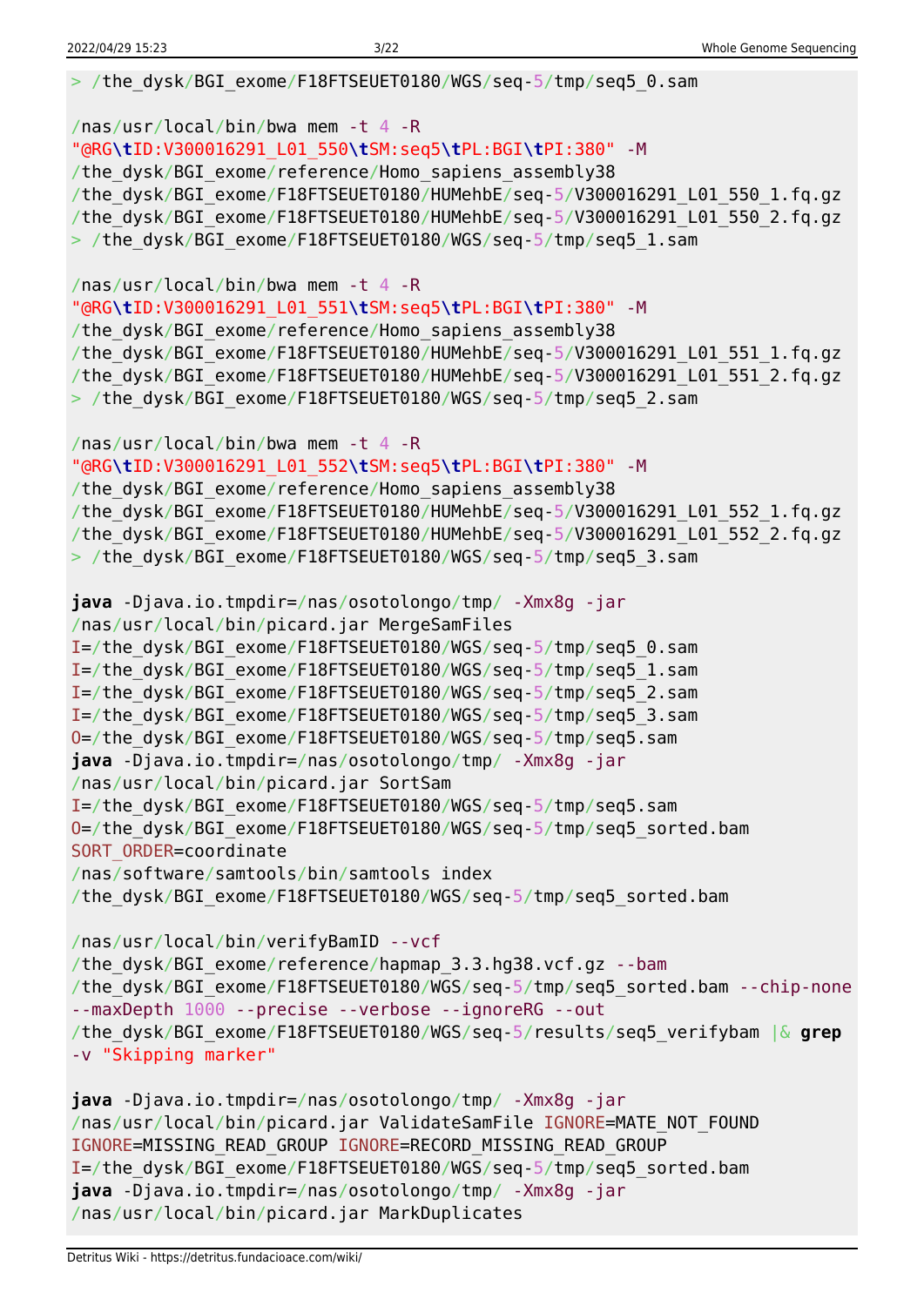```
> /the_dysk/BGI_exome/F18FTSEUET0180/WGS/seq-5/tmp/seq5_0.sam

/nas/usr/local/bin/bwa mem -t 4 -R
"@RG\tID:V300016291_L01_550\tSM:seq5\tPL:BGI\tPI:380" -M
/the_dysk/BGI_exome/reference/Homo_sapiens_assembly38
/the_dysk/BGI_exome/F18FTSEUET0180/HUMehbE/seq-5/V300016291_L01_550_1.fq.gz
/the_dysk/BGI_exome/F18FTSEUET0180/HUMehbE/seq-5/V300016291_L01_550_2.fq.gz
> /the_dysk/BGI_exome/F18FTSEUET0180/WGS/seq-5/tmp/seq5_1.sam

/nas/usr/local/bin/bwa mem -t 4 -R
"@RG\tID:V300016291_L01_551\tSM:seq5\tPL:BGI\tPI:380" -M
/the_dysk/BGI_exome/reference/Homo_sapiens_assembly38
/the_dysk/BGI_exome/F18FTSEUET0180/HUMehbE/seq-5/V300016291_L01_551_1.fq.gz
/the_dysk/BGI_exome/F18FTSEUET0180/HUMehbE/seq-5/V300016291_L01_551_2.fq.gz
> /the_dysk/BGI_exome/F18FTSEUET0180/WGS/seq-5/tmp/seq5_2.sam

/nas/usr/local/bin/bwa mem -t 4 -R
"@RG\tID:V300016291_L01_552\tSM:seq5\tPL:BGI\tPI:380" -M
/the_dysk/BGI_exome/reference/Homo_sapiens_assembly38
/the_dysk/BGI_exome/F18FTSEUET0180/HUMehbE/seq-5/V300016291_L01_552_1.fq.gz
/the_dysk/BGI_exome/F18FTSEUET0180/HUMehbE/seq-5/V300016291_L01_552_2.fq.gz
> /the_dysk/BGI_exome/F18FTSEUET0180/WGS/seq-5/tmp/seq5_3.sam

java -Djava.io.tmpdir=/nas/osotolongo/tmp/ -Xmx8g -jar
/nas/usr/local/bin/picard.jar MergeSamFiles
I=/the_dysk/BGI_exome/F18FTSEUET0180/WGS/seq-5/tmp/seq5_0.sam
I=/the_dysk/BGI_exome/F18FTSEUET0180/WGS/seq-5/tmp/seq5_1.sam
I=/the_dysk/BGI_exome/F18FTSEUET0180/WGS/seq-5/tmp/seq5_2.sam
I=/the_dysk/BGI_exome/F18FTSEUET0180/WGS/seq-5/tmp/seq5_3.sam
O=/the_dysk/BGI_exome/F18FTSEUET0180/WGS/seq-5/tmp/seq5.sam
java -Djava.io.tmpdir=/nas/osotolongo/tmp/ -Xmx8g -jar
/nas/usr/local/bin/picard.jar SortSam
I=/the_dysk/BGI_exome/F18FTSEUET0180/WGS/seq-5/tmp/seq5.sam
O=/the_dysk/BGI_exome/F18FTSEUET0180/WGS/seq-5/tmp/seq5_sorted.bam
SORT_ORDER=coordinate
/nas/software/samtools/bin/samtools index
/the_dysk/BGI_exome/F18FTSEUET0180/WGS/seq-5/tmp/seq5_sorted.bam

/nas/usr/local/bin/verifyBamID --vcf
/the_dysk/BGI_exome/reference/hapmap_3.3.hg38.vcf.gz --bam
/the_dysk/BGI_exome/F18FTSEUET0180/WGS/seq-5/tmp/seq5_sorted.bam --chip-none
--maxDepth 1000 --precise --verbose --ignoreRG --out
/the_dysk/BGI_exome/F18FTSEUET0180/WGS/seq-5/results/seq5_verifybam |& grep
-v "Skipping marker"

java -Djava.io.tmpdir=/nas/osotolongo/tmp/ -Xmx8g -jar
/nas/usr/local/bin/picard.jar ValidateSamFile IGNORE=MATE_NOT_FOUND
IGNORE=MISSING_READ_GROUP IGNORE=RECORD_MISSING_READ_GROUP
I=/the_dysk/BGI_exome/F18FTSEUET0180/WGS/seq-5/tmp/seq5_sorted.bam
java -Djava.io.tmpdir=/nas/osotolongo/tmp/ -Xmx8g -jar
/nas/usr/local/bin/picard.jar MarkDuplicates
```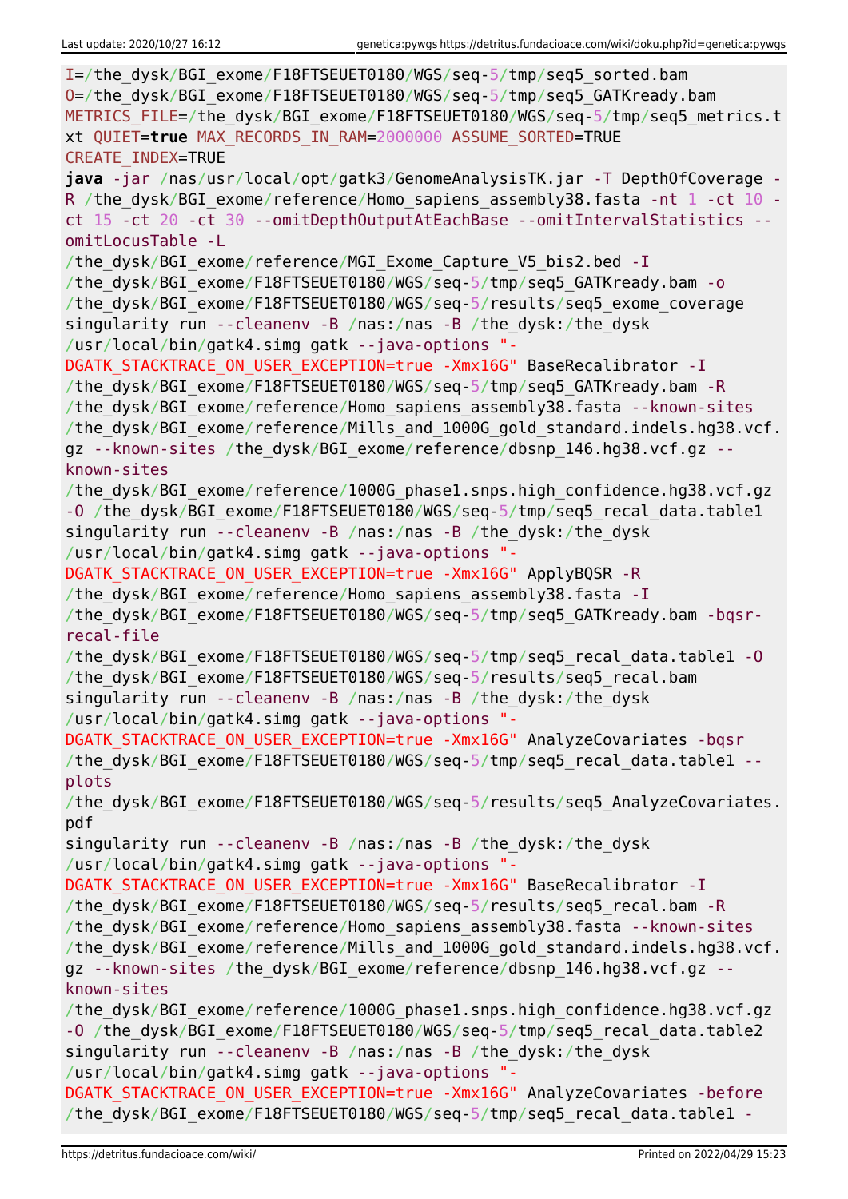```
I=/the_dysk/BGI_exome/F18FTSEUET0180/WGS/seq-5/tmp/seq5_sorted.bam
O=/the_dysk/BGI_exome/F18FTSEUET0180/WGS/seq-5/tmp/seq5_GATKready.bam
METRICS_FILE=/the_dysk/BGI_exome/F18FTSEUET0180/WGS/seq-5/tmp/seq5_metrics.t
xt QUIET=true MAX_RECORDS_IN_RAM=2000000 ASSUME_SORTED=TRUE
CREATE_INDEX=TRUE
java -jar /nas/usr/local/opt/gatk3/GenomeAnalysisTK.jar -T DepthOfCoverage -
R /the_dysk/BGI_exome/reference/Homo_sapiens_assembly38.fasta -nt 1 -ct 10 -
ct 15 -ct 20 -ct 30 --omitDepthOutputAtEachBase --omitIntervalStatistics --
omitLocusTable -L
/the_dysk/BGI_exome/reference/MGI_Exome_Capture_V5_bis2.bed -I
/the_dysk/BGI_exome/F18FTSEUET0180/WGS/seq-5/tmp/seq5_GATKready.bam -o
/the_dysk/BGI_exome/F18FTSEUET0180/WGS/seq-5/results/seq5_exome_coverage
singularity run --cleanenv -B /nas:/nas -B /the_dysk:/the_dysk
/usr/local/bin/gatk4.simg gatk --java-options "-
DGATK_STACKTRACE_ON_USER_EXCEPTION=true -Xmx16G" BaseRecalibrator -I
/the_dysk/BGI_exome/F18FTSEUET0180/WGS/seq-5/tmp/seq5_GATKready.bam -R
/the_dysk/BGI_exome/reference/Homo_sapiens_assembly38.fasta --known-sites
/the_dysk/BGI_exome/reference/Mills_and_1000G_gold_standard.indels.hg38.vcf.
gz --known-sites /the_dysk/BGI_exome/reference/dbsnp_146.hg38.vcf.gz --
known-sites
/the_dysk/BGI_exome/reference/1000G_phase1.snps.high_confidence.hg38.vcf.gz
-O /the_dysk/BGI_exome/F18FTSEUET0180/WGS/seq-5/tmp/seq5_recal_data.table1
singularity run --cleanenv -B /nas:/nas -B /the_dysk:/the_dysk
/usr/local/bin/gatk4.simg gatk --java-options "-
DGATK_STACKTRACE_ON_USER_EXCEPTION=true -Xmx16G" ApplyBQSR -R
/the_dysk/BGI_exome/reference/Homo_sapiens_assembly38.fasta -I
/the_dysk/BGI_exome/F18FTSEUET0180/WGS/seq-5/tmp/seq5_GATKready.bam -bqsr-
recal-file
/the_dysk/BGI_exome/F18FTSEUET0180/WGS/seq-5/tmp/seq5_recal_data.table1 -O
/the_dysk/BGI_exome/F18FTSEUET0180/WGS/seq-5/results/seq5_recal.bam
singularity run --cleanenv -B /nas:/nas -B /the_dysk:/the_dysk
/usr/local/bin/gatk4.simg gatk --java-options "-
DGATK_STACKTRACE_ON_USER_EXCEPTION=true -Xmx16G" AnalyzeCovariates -bqsr
/the_dysk/BGI_exome/F18FTSEUET0180/WGS/seq-5/tmp/seq5_recal_data.table1 --
plots
/the_dysk/BGI_exome/F18FTSEUET0180/WGS/seq-5/results/seq5_AnalyzeCovariates.
pdf
singularity run --cleanenv -B /nas:/nas -B /the_dysk:/the_dysk
/usr/local/bin/gatk4.simg gatk --java-options "-
DGATK_STACKTRACE_ON_USER_EXCEPTION=true -Xmx16G" BaseRecalibrator -I
/the_dysk/BGI_exome/F18FTSEUET0180/WGS/seq-5/results/seq5_recal.bam -R
/the_dysk/BGI_exome/reference/Homo_sapiens_assembly38.fasta --known-sites
/the_dysk/BGI_exome/reference/Mills_and_1000G_gold_standard.indels.hg38.vcf.
gz --known-sites /the_dysk/BGI_exome/reference/dbsnp_146.hg38.vcf.gz --
known-sites
/the_dysk/BGI_exome/reference/1000G_phase1.snps.high_confidence.hg38.vcf.gz
-O /the_dysk/BGI_exome/F18FTSEUET0180/WGS/seq-5/tmp/seq5_recal_data.table2
singularity run --cleanenv -B /nas:/nas -B /the_dysk:/the_dysk
/usr/local/bin/gatk4.simg gatk --java-options "-
DGATK_STACKTRACE_ON_USER_EXCEPTION=true -Xmx16G" AnalyzeCovariates -before
/the_dysk/BGI_exome/F18FTSEUET0180/WGS/seq-5/tmp/seq5_recal_data.table1 -
```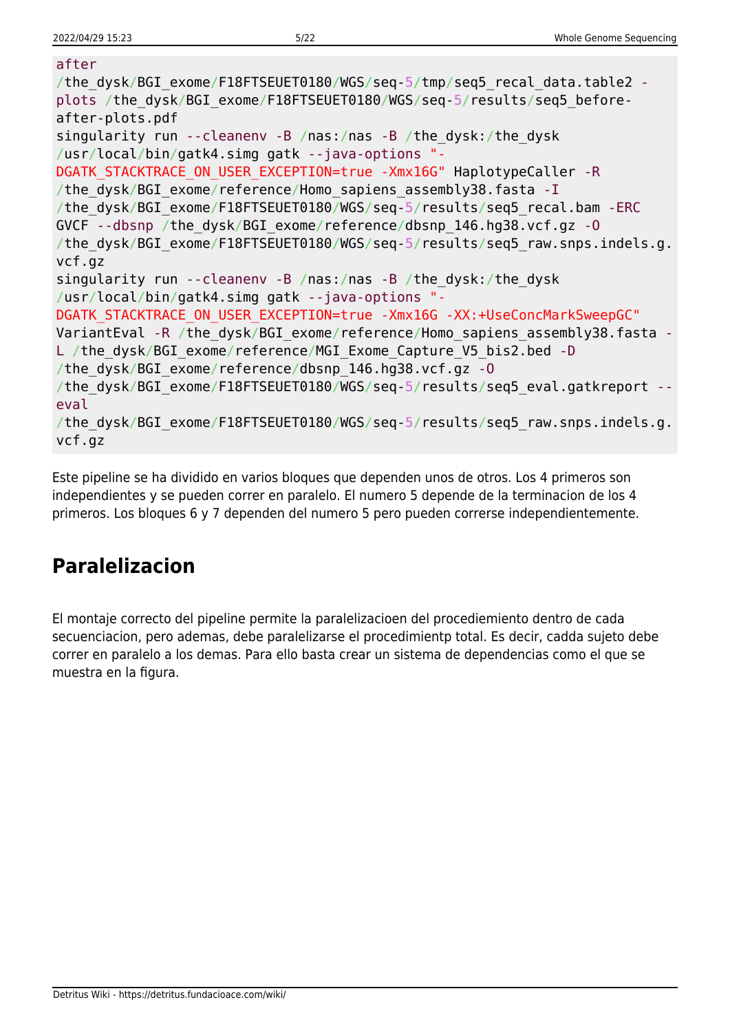```
after
/the_dysk/BGI_exome/F18FTSEUET0180/WGS/seq-5/tmp/seq5_recal_data.table2 -
plots /the_dysk/BGI_exome/F18FTSEUET0180/WGS/seq-5/results/seq5_before-
after-plots.pdf
singularity run --cleanenv -B /nas:/nas -B /the_dysk:/the_dysk
/usr/local/bin/gatk4.simg gatk --java-options "-
DGATK_STACKTRACE_ON_USER_EXCEPTION=true -Xmx16G" HaplotypeCaller -R
/the_dysk/BGI_exome/reference/Homo_sapiens_assembly38.fasta -I
/the_dysk/BGI_exome/F18FTSEUET0180/WGS/seq-5/results/seq5_recal.bam -ERC
GVCF --dbsnp /the_dysk/BGI_exome/reference/dbsnp_146.hg38.vcf.gz -O
/the_dysk/BGI_exome/F18FTSEUET0180/WGS/seq-5/results/seq5_raw.snps.indels.g.
vcf.gz
singularity run --cleanenv -B /nas:/nas -B /the_dysk:/the_dysk
/usr/local/bin/gatk4.simg gatk --java-options "-
DGATK_STACKTRACE_ON_USER_EXCEPTION=true -Xmx16G -XX:+UseConcMarkSweepGC"
VariantEval -R /the_dysk/BGI_exome/reference/Homo_sapiens_assembly38.fasta -
L /the_dysk/BGI_exome/reference/MGI_Exome_Capture_V5_bis2.bed -D
/the_dysk/BGI_exome/reference/dbsnp_146.hg38.vcf.gz -O
/the_dysk/BGI_exome/F18FTSEUET0180/WGS/seq-5/results/seq5_eval.gatkreport --
eval
/the_dysk/BGI_exome/F18FTSEUET0180/WGS/seq-5/results/seq5_raw.snps.indels.g.
vcf.gz
```

Este pipeline se ha dividido en varios bloques que dependen unos de otros. Los 4 primeros son independientes y se pueden correr en paralelo. El numero 5 depende de la terminacion de los 4 primeros. Los bloques 6 y 7 dependen del numero 5 pero pueden correrse independientemente.

## Paralelizacion

El montaje correcto del pipeline permite la paralelizacioen del procediemiento dentro de cada secuenciacion, pero ademas, debe paralelizarse el procedimientp total. Es decir, cadda sujeto debe correr en paralelo a los demas. Para ello basta crear un sistema de dependencias como el que se muestra en la figura.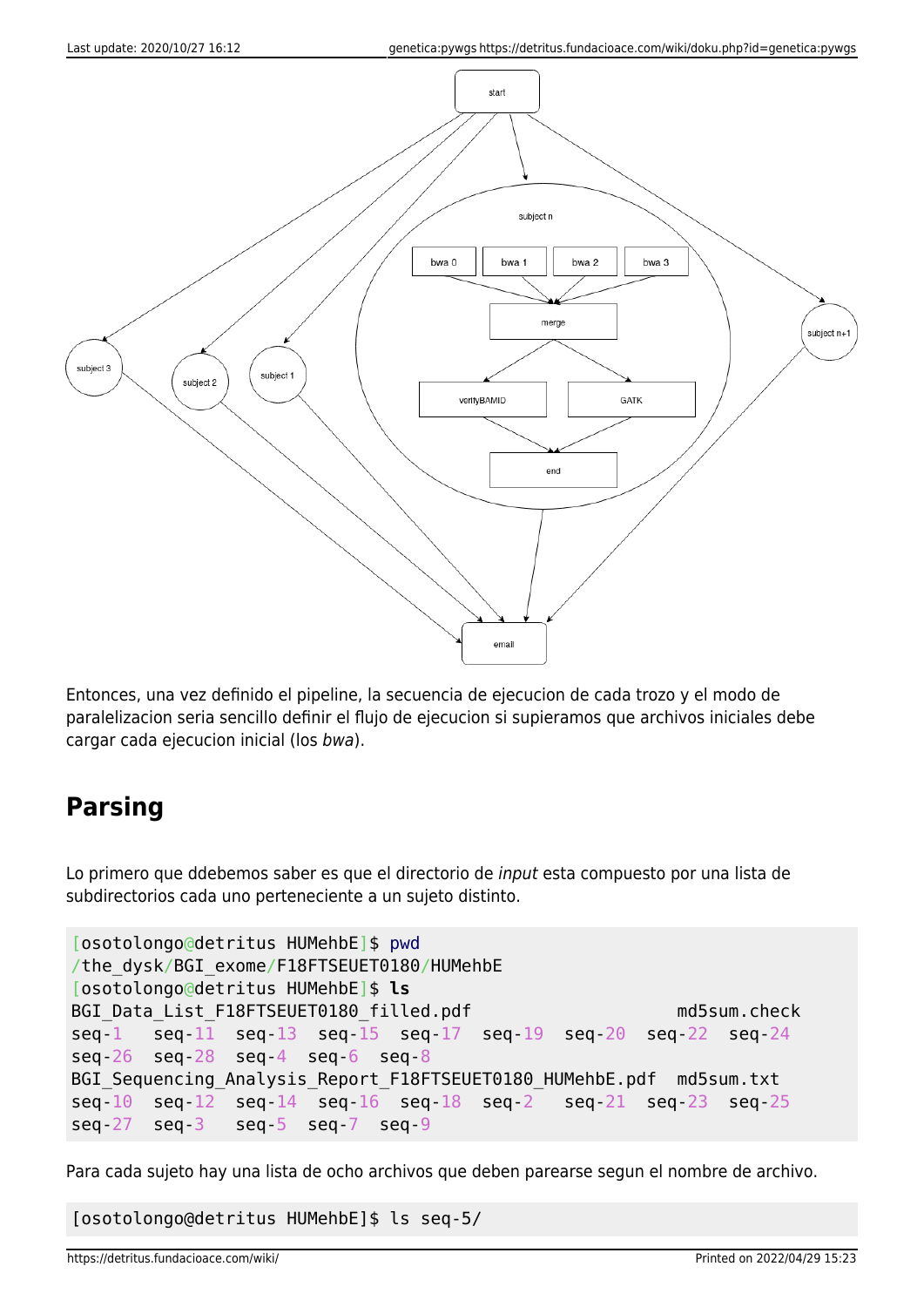Entonces, una vez definido el pipeline, la secuencia de ejecucion de cada trozo y el modo de paralelizacion seria sencillo definir el flujo de ejecucion si supieramos que archivos iniciales debe cargar cada ejecucion inicial (los *bwa*).

## Parsing

Lo primero que ddebemos saber es que el directorio de *input* esta compuesto por una lista de subdirectorios cada uno perteneciente a un sujeto distinto.

```
[osotolongo@detritus HUMehbE]$ pwd
/the_dysk/BGI_exome/F18FTSEUET0180/HUMehbE
[osotolongo@detritus HUMehbE]$ ls
BGI_Data_List_F18FTSEUET0180_filled.pdf                     md5sum.check
seq-1   seq-11  seq-13  seq-15  seq-17  seq-19  seq-20  seq-22  seq-24
seq-26  seq-28  seq-4   seq-6   seq-8
BGI_Sequencing_Analysis_Report_F18FTSEUET0180_HUMehbE.pdf  md5sum.txt
seq-10  seq-12  seq-14  seq-16  seq-18  seq-2   seq-21  seq-23  seq-25
seq-27  seq-3   seq-5   seq-7   seq-9
```

Para cada sujeto hay una lista de ocho archivos que deben parearse segun el nombre de archivo.

```
[osotolongo@detritus HUMehbE]$ ls seq-5/
```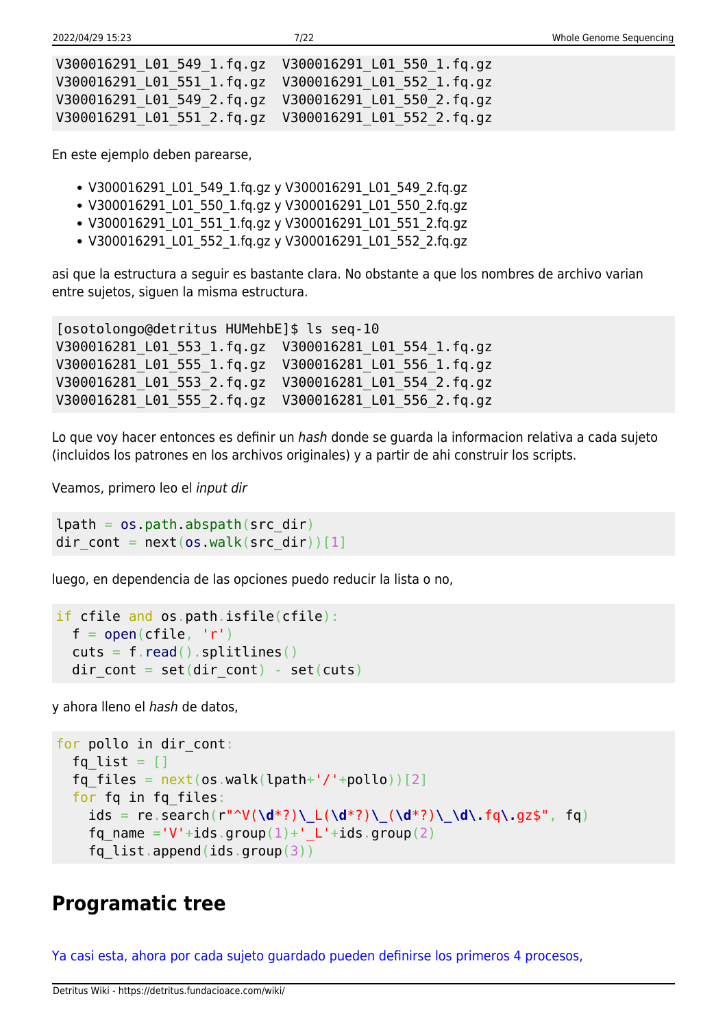```
V300016291_L01_549_1.fq.gz  V300016291_L01_550_1.fq.gz
V300016291_L01_551_1.fq.gz  V300016291_L01_552_1.fq.gz
V300016291_L01_549_2.fq.gz  V300016291_L01_550_2.fq.gz
V300016291_L01_551_2.fq.gz  V300016291_L01_552_2.fq.gz
```

En este ejemplo deben parearse,

- V300016291_L01_549_1.fq.gz y V300016291_L01_549_2.fq.gz
- V300016291_L01_550_1.fq.gz y V300016291_L01_550_2.fq.gz
- V300016291_L01_551_1.fq.gz y V300016291_L01_551_2.fq.gz
- V300016291_L01_552_1.fq.gz y V300016291_L01_552_2.fq.gz

asi que la estructura a seguir es bastante clara. No obstante a que los nombres de archivo varian entre sujetos, siguen la misma estructura.

```
[osotolongo@detritus HUMehbE]$ ls seq-10
V300016281_L01_553_1.fq.gz  V300016281_L01_554_1.fq.gz
V300016281_L01_555_1.fq.gz  V300016281_L01_556_1.fq.gz
V300016281_L01_553_2.fq.gz  V300016281_L01_554_2.fq.gz
V300016281_L01_555_2.fq.gz  V300016281_L01_556_2.fq.gz
```

Lo que voy hacer entonces es definir un *hash* donde se guarda la informacion relativa a cada sujeto (incluidos los patrones en los archivos originales) y a partir de ahi construir los scripts.

Veamos, primero leo el *input dir*

```
lpath = os.path.abspath(src_dir)
dir_cont = next(os.walk(src_dir))[1]
```

luego, en dependencia de las opciones puedo reducir la lista o no,

```
if cfile and os.path.isfile(cfile):
  f = open(cfile, 'r')
  cuts = f.read().splitlines()
  dir_cont = set(dir_cont) - set(cuts)
```

y ahora lleno el *hash* de datos,

```
for pollo in dir_cont:
  fq_list = []
  fq_files = next(os.walk(lpath+'/'+pollo))[2]
  for fq in fq_files:
    ids = re.search(r"^V(\d*?)\_L(\d*?)\_(\d*?)\_\d\.fq\.gz$", fq)
    fq_name ='V'+ids.group(1)+'_L'+ids.group(2)
    fq_list.append(ids.group(3))
```

## Programatic tree

Ya casi esta, ahora por cada sujeto guardado pueden definirse los primeros 4 procesos,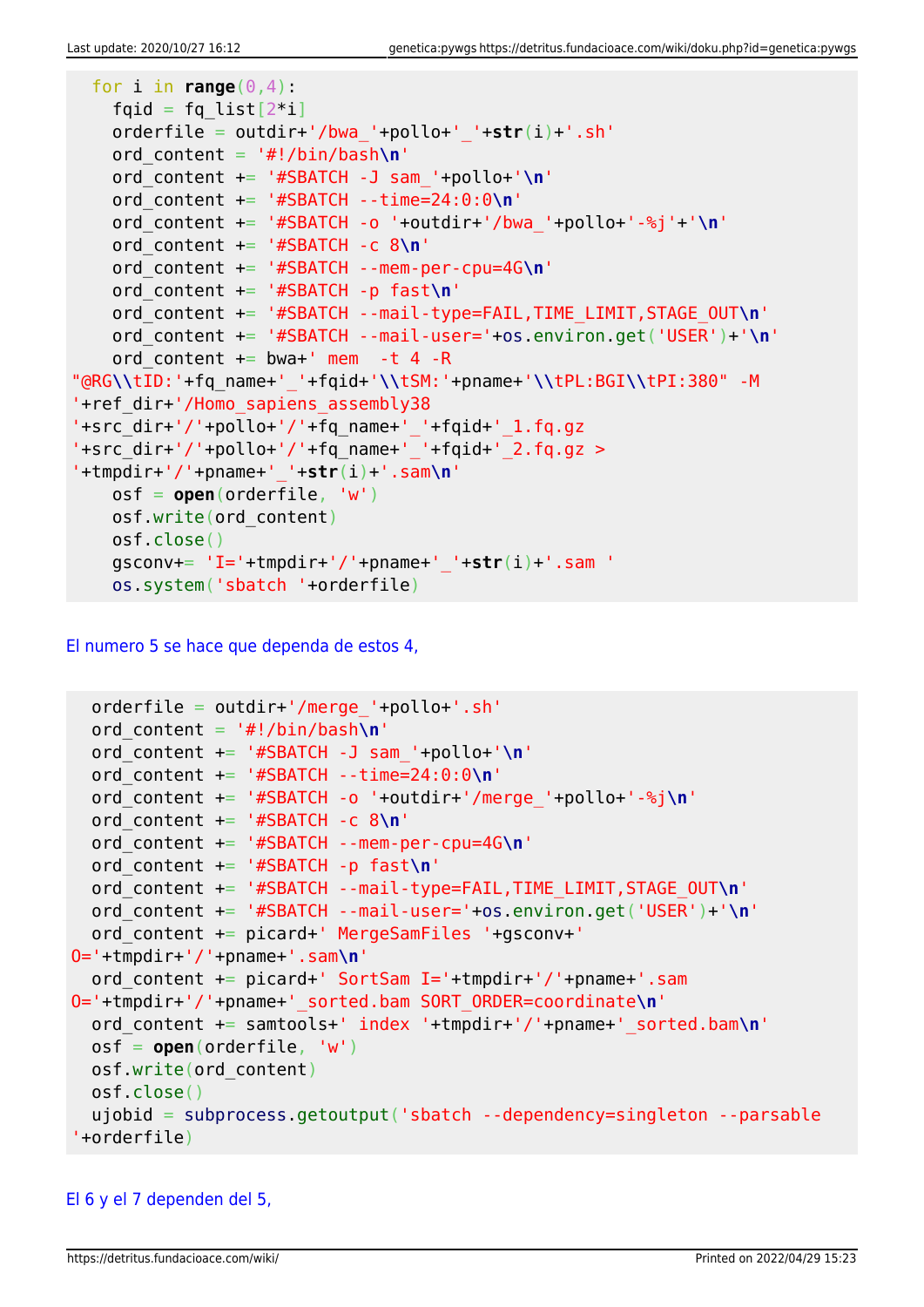```
  for i in range(0,4):
    fqid = fq_list[2*i]
    orderfile = outdir+'/bwa_'+pollo+'_'+str(i)+'.sh'
    ord_content = '#!/bin/bash\n'
    ord_content += '#SBATCH -J sam_'+pollo+'\n'
    ord_content += '#SBATCH --time=24:0:0\n'
    ord_content += '#SBATCH -o '+outdir+'/bwa_'+pollo+'-%j'+'\n'
    ord_content += '#SBATCH -c 8\n'
    ord_content += '#SBATCH --mem-per-cpu=4G\n'
    ord_content += '#SBATCH -p fast\n'
    ord_content += '#SBATCH --mail-type=FAIL,TIME_LIMIT,STAGE_OUT\n'
    ord_content += '#SBATCH --mail-user='+os.environ.get('USER')+'\n'
    ord_content += bwa+' mem  -t 4 -R
"@RG\\tID:'+fq_name+'_'+fqid+'\\tSM:'+pname+'\\tPL:BGI\\tPI:380" -M
'+ref_dir+'/Homo_sapiens_assembly38
'+src_dir+'/'+pollo+'/'+fq_name+'_'+fqid+'_1.fq.gz
'+src_dir+'/'+pollo+'/'+fq_name+'_'+fqid+'_2.fq.gz >
'+tmpdir+'/'+pname+'_'+str(i)+'.sam\n'
    osf = open(orderfile, 'w')
    osf.write(ord_content)
    osf.close()
    gsconv+= 'I='+tmpdir+'/'+pname+'_'+str(i)+'.sam '
    os.system('sbatch '+orderfile)
```

El numero 5 se hace que dependa de estos 4,

```
  orderfile = outdir+'/merge_'+pollo+'.sh'
  ord_content = '#!/bin/bash\n'
  ord_content += '#SBATCH -J sam_'+pollo+'\n'
  ord_content += '#SBATCH --time=24:0:0\n'
  ord_content += '#SBATCH -o '+outdir+'/merge_'+pollo+'-%j\n'
  ord_content += '#SBATCH -c 8\n'
  ord_content += '#SBATCH --mem-per-cpu=4G\n'
  ord_content += '#SBATCH -p fast\n'
  ord_content += '#SBATCH --mail-type=FAIL,TIME_LIMIT,STAGE_OUT\n'
  ord_content += '#SBATCH --mail-user='+os.environ.get('USER')+'\n'
  ord_content += picard+' MergeSamFiles '+gsconv+'
O='+tmpdir+'/'+pname+'.sam\n'
  ord_content += picard+' SortSam I='+tmpdir+'/'+pname+'.sam
O='+tmpdir+'/'+pname+'_sorted.bam SORT_ORDER=coordinate\n'
  ord_content += samtools+' index '+tmpdir+'/'+pname+'_sorted.bam\n'
  osf = open(orderfile, 'w')
  osf.write(ord_content)
  osf.close()
  ujobid = subprocess.getoutput('sbatch --dependency=singleton --parsable
'+orderfile)
```

El 6 y el 7 dependen del 5,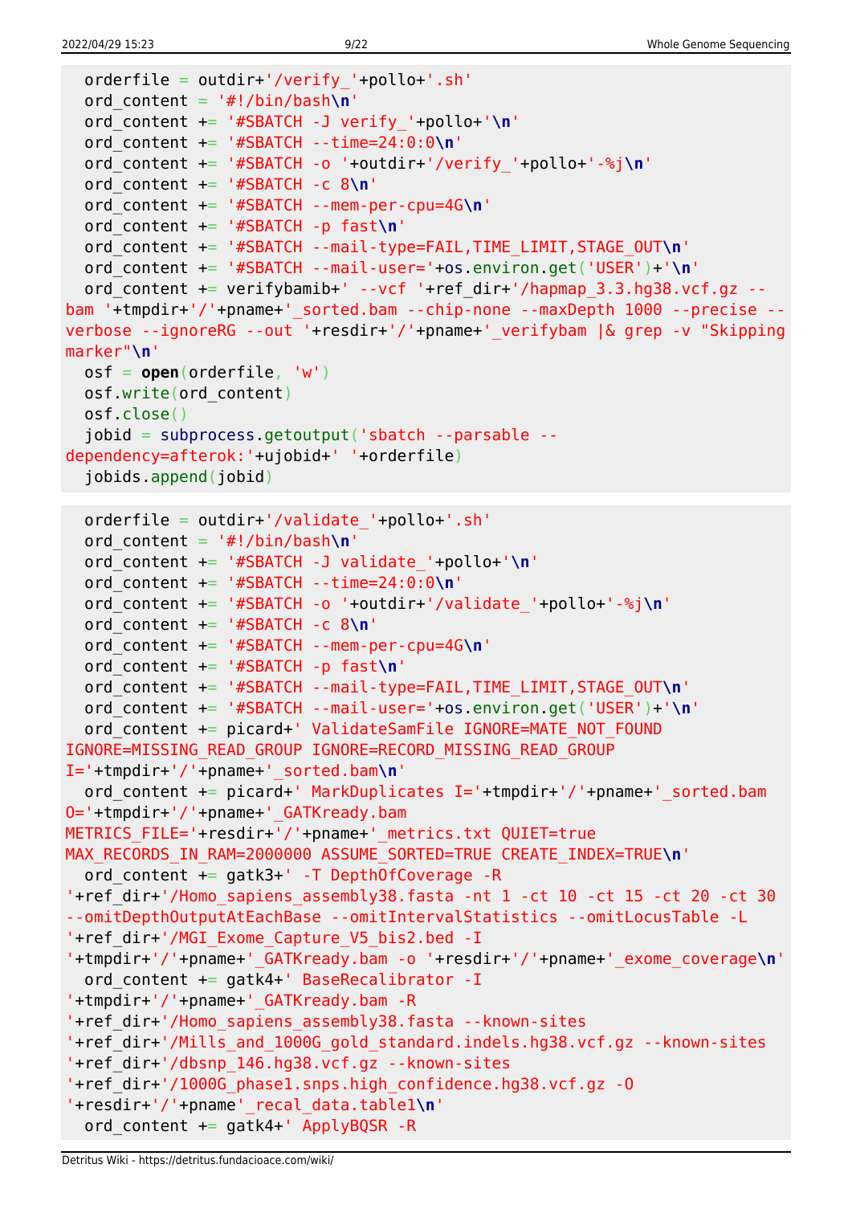```
  orderfile = outdir+'/verify_'+pollo+'.sh'
  ord_content = '#!/bin/bash\n'
  ord_content += '#SBATCH -J verify_'+pollo+'\n'
  ord_content += '#SBATCH --time=24:0:0\n'
  ord_content += '#SBATCH -o '+outdir+'/verify_'+pollo+'-%j\n'
  ord_content += '#SBATCH -c 8\n'
  ord_content += '#SBATCH --mem-per-cpu=4G\n'
  ord_content += '#SBATCH -p fast\n'
  ord_content += '#SBATCH --mail-type=FAIL,TIME_LIMIT,STAGE_OUT\n'
  ord_content += '#SBATCH --mail-user='+os.environ.get('USER')+'\n'
  ord_content += verifybamib+' --vcf '+ref_dir+'/hapmap_3.3.hg38.vcf.gz --
bam '+tmpdir+'/'+pname+'_sorted.bam --chip-none --maxDepth 1000 --precise --
verbose --ignoreRG --out '+resdir+'/'+pname+'_verifybam |& grep -v "Skipping
marker"\n'
  osf = open(orderfile, 'w')
  osf.write(ord_content)
  osf.close()
  jobid = subprocess.getoutput('sbatch --parsable --
dependency=afterok:'+ujobid+' '+orderfile)
  jobids.append(jobid)
```

```
  orderfile = outdir+'/validate_'+pollo+'.sh'
  ord_content = '#!/bin/bash\n'
  ord_content += '#SBATCH -J validate_'+pollo+'\n'
  ord_content += '#SBATCH --time=24:0:0\n'
  ord_content += '#SBATCH -o '+outdir+'/validate_'+pollo+'-%j\n'
  ord_content += '#SBATCH -c 8\n'
  ord_content += '#SBATCH --mem-per-cpu=4G\n'
  ord_content += '#SBATCH -p fast\n'
  ord_content += '#SBATCH --mail-type=FAIL,TIME_LIMIT,STAGE_OUT\n'
  ord_content += '#SBATCH --mail-user='+os.environ.get('USER')+'\n'
  ord_content += picard+' ValidateSamFile IGNORE=MATE_NOT_FOUND
IGNORE=MISSING_READ_GROUP IGNORE=RECORD_MISSING_READ_GROUP
I='+tmpdir+'/'+pname+'_sorted.bam\n'
  ord_content += picard+' MarkDuplicates I='+tmpdir+'/'+pname+'_sorted.bam
O='+tmpdir+'/'+pname+'_GATKready.bam
METRICS_FILE='+resdir+'/'+pname+'_metrics.txt QUIET=true
MAX_RECORDS_IN_RAM=2000000 ASSUME_SORTED=TRUE CREATE_INDEX=TRUE\n'
  ord_content += gatk3+' -T DepthOfCoverage -R
'+ref_dir+'/Homo_sapiens_assembly38.fasta -nt 1 -ct 10 -ct 15 -ct 20 -ct 30
--omitDepthOutputAtEachBase --omitIntervalStatistics --omitLocusTable -L
'+ref_dir+'/MGI_Exome_Capture_V5_bis2.bed -I
'+tmpdir+'/'+pname+'_GATKready.bam -o '+resdir+'/'+pname+'_exome_coverage\n'
  ord_content += gatk4+' BaseRecalibrator -I
'+tmpdir+'/'+pname+'_GATKready.bam -R
'+ref_dir+'/Homo_sapiens_assembly38.fasta --known-sites
'+ref_dir+'/Mills_and_1000G_gold_standard.indels.hg38.vcf.gz --known-sites
'+ref_dir+'/dbsnp_146.hg38.vcf.gz --known-sites
'+ref_dir+'/1000G_phase1.snps.high_confidence.hg38.vcf.gz -O
'+resdir+'/'+pname'_recal_data.table1\n'
  ord_content += gatk4+' ApplyBQSR -R
```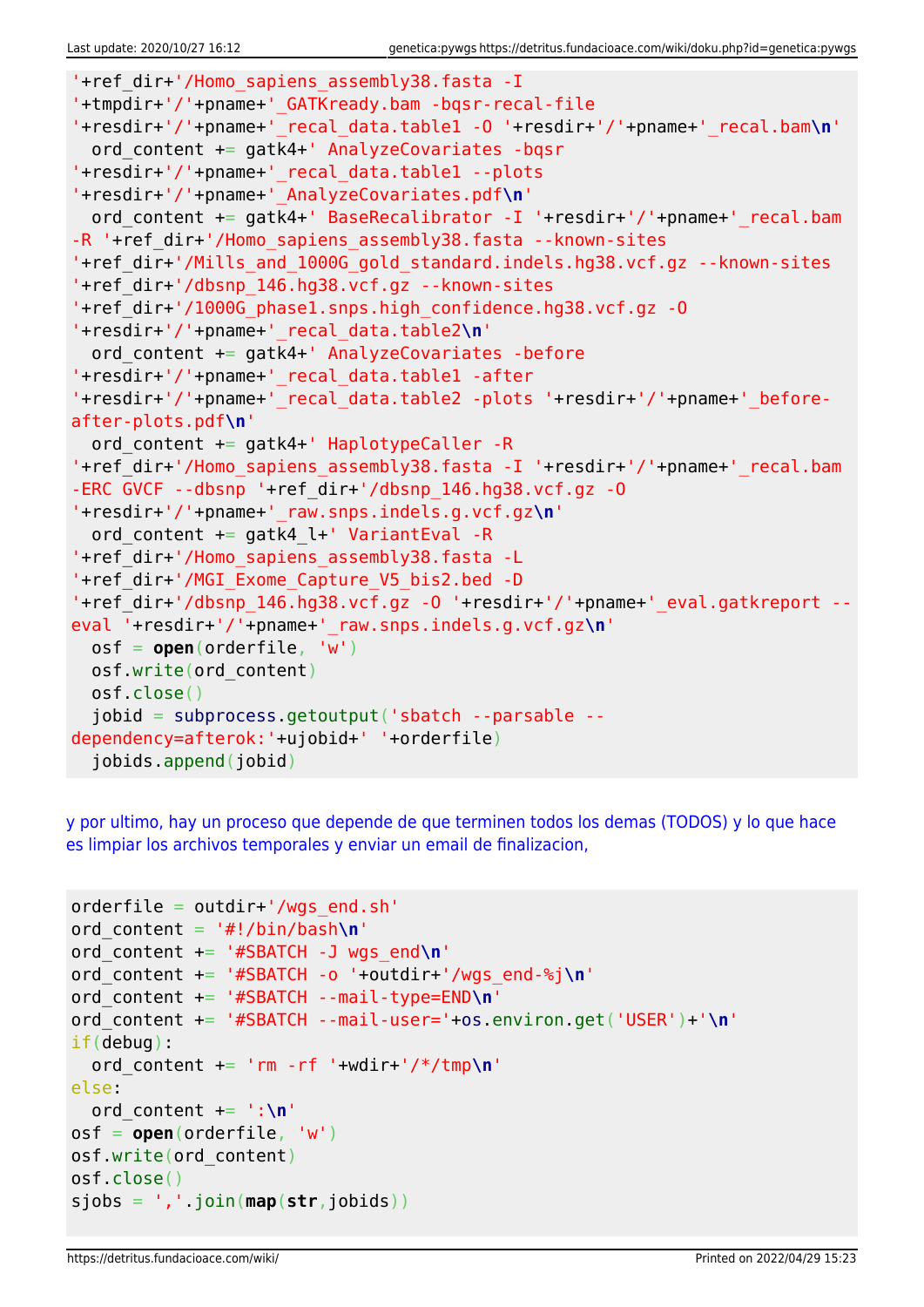```
'+ref_dir+'/Homo_sapiens_assembly38.fasta -I
'+tmpdir+'/'+pname+'_GATKready.bam -bqsr-recal-file
'+resdir+'/'+pname+'_recal_data.table1 -O '+resdir+'/'+pname+'_recal.bam\n'
  ord_content += gatk4+' AnalyzeCovariates -bqsr
'+resdir+'/'+pname+'_recal_data.table1 --plots
'+resdir+'/'+pname+'_AnalyzeCovariates.pdf\n'
  ord_content += gatk4+' BaseRecalibrator -I '+resdir+'/'+pname+'_recal.bam
-R '+ref_dir+'/Homo_sapiens_assembly38.fasta --known-sites
'+ref_dir+'/Mills_and_1000G_gold_standard.indels.hg38.vcf.gz --known-sites
'+ref_dir+'/dbsnp_146.hg38.vcf.gz --known-sites
'+ref_dir+'/1000G_phase1.snps.high_confidence.hg38.vcf.gz -O
'+resdir+'/'+pname+'_recal_data.table2\n'
  ord_content += gatk4+' AnalyzeCovariates -before
'+resdir+'/'+pname+'_recal_data.table1 -after
'+resdir+'/'+pname+'_recal_data.table2 -plots '+resdir+'/'+pname+'_before-
after-plots.pdf\n'
  ord_content += gatk4+' HaplotypeCaller -R
'+ref_dir+'/Homo_sapiens_assembly38.fasta -I '+resdir+'/'+pname+'_recal.bam
-ERC GVCF --dbsnp '+ref_dir+'/dbsnp_146.hg38.vcf.gz -O
'+resdir+'/'+pname+'_raw.snps.indels.g.vcf.gz\n'
  ord_content += gatk4_l+' VariantEval -R
'+ref_dir+'/Homo_sapiens_assembly38.fasta -L
'+ref_dir+'/MGI_Exome_Capture_V5_bis2.bed -D
'+ref_dir+'/dbsnp_146.hg38.vcf.gz -O '+resdir+'/'+pname+'_eval.gatkreport --
eval '+resdir+'/'+pname+'_raw.snps.indels.g.vcf.gz\n'
  osf = open(orderfile, 'w')
  osf.write(ord_content)
  osf.close()
  jobid = subprocess.getoutput('sbatch --parsable --
dependency=afterok:'+ujobid+' '+orderfile)
  jobids.append(jobid)
```

y por ultimo, hay un proceso que depende de que terminen todos los demas (TODOS) y lo que hace es limpiar los archivos temporales y enviar un email de finalizacion,

```
orderfile = outdir+'/wgs_end.sh'
ord_content = '#!/bin/bash\n'
ord_content += '#SBATCH -J wgs_end\n'
ord_content += '#SBATCH -o '+outdir+'/wgs_end-%j\n'
ord_content += '#SBATCH --mail-type=END\n'
ord_content += '#SBATCH --mail-user='+os.environ.get('USER')+'\n'
if(debug):
  ord_content += 'rm -rf '+wdir+'/*/tmp\n'
else:
  ord_content += ':\n'
osf = open(orderfile, 'w')
osf.write(ord_content)
osf.close()
sjobs = ','.join(map(str,jobids))
```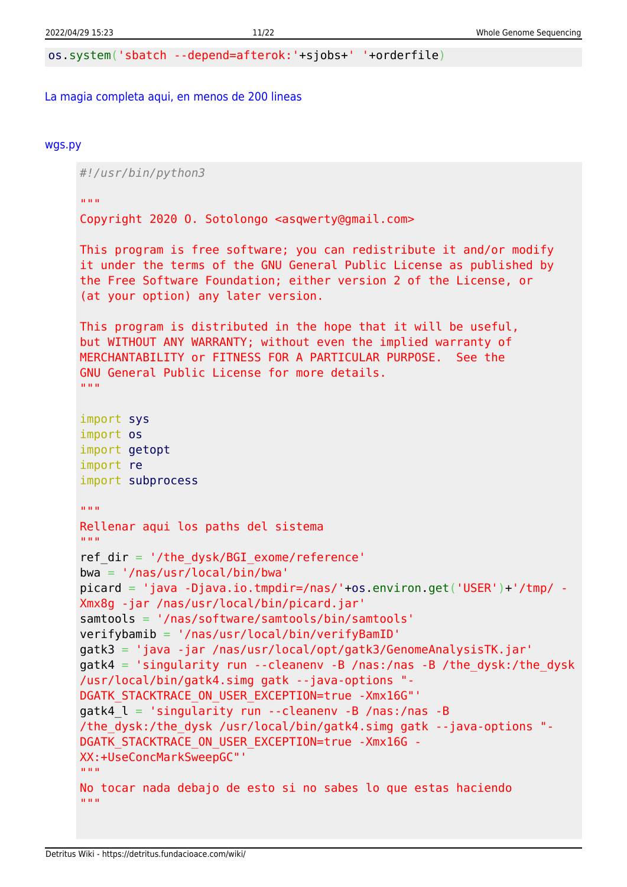```
os.system('sbatch --depend=afterok:'+sjobs+' '+orderfile)
```

La magia completa aqui, en menos de 200 lineas

wgs.py

```
#!/usr/bin/python3

"""
Copyright 2020 O. Sotolongo <asqwerty@gmail.com>

This program is free software; you can redistribute it and/or modify
it under the terms of the GNU General Public License as published by
the Free Software Foundation; either version 2 of the License, or
(at your option) any later version.

This program is distributed in the hope that it will be useful,
but WITHOUT ANY WARRANTY; without even the implied warranty of
MERCHANTABILITY or FITNESS FOR A PARTICULAR PURPOSE.  See the
GNU General Public License for more details.
"""

import sys
import os
import getopt
import re
import subprocess

"""
Rellenar aqui los paths del sistema
"""
ref_dir = '/the_dysk/BGI_exome/reference'
bwa = '/nas/usr/local/bin/bwa'
picard = 'java -Djava.io.tmpdir=/nas/'+os.environ.get('USER')+'/tmp/ -Xmx8g -jar /nas/usr/local/bin/picard.jar'
samtools = '/nas/software/samtools/bin/samtools'
verifybamib = '/nas/usr/local/bin/verifyBamID'
gatk3 = 'java -jar /nas/usr/local/opt/gatk3/GenomeAnalysisTK.jar'
gatk4 = 'singularity run --cleanenv -B /nas:/nas -B /the_dysk:/the_dysk /usr/local/bin/gatk4.simg gatk --java-options "-DGATK_STACKTRACE_ON_USER_EXCEPTION=true -Xmx16G"'
gatk4_l = 'singularity run --cleanenv -B /nas:/nas -B /the_dysk:/the_dysk /usr/local/bin/gatk4.simg gatk --java-options "-DGATK_STACKTRACE_ON_USER_EXCEPTION=true -Xmx16G -XX:+UseConcMarkSweepGC"'
"""
No tocar nada debajo de esto si no sabes lo que estas haciendo
"""
```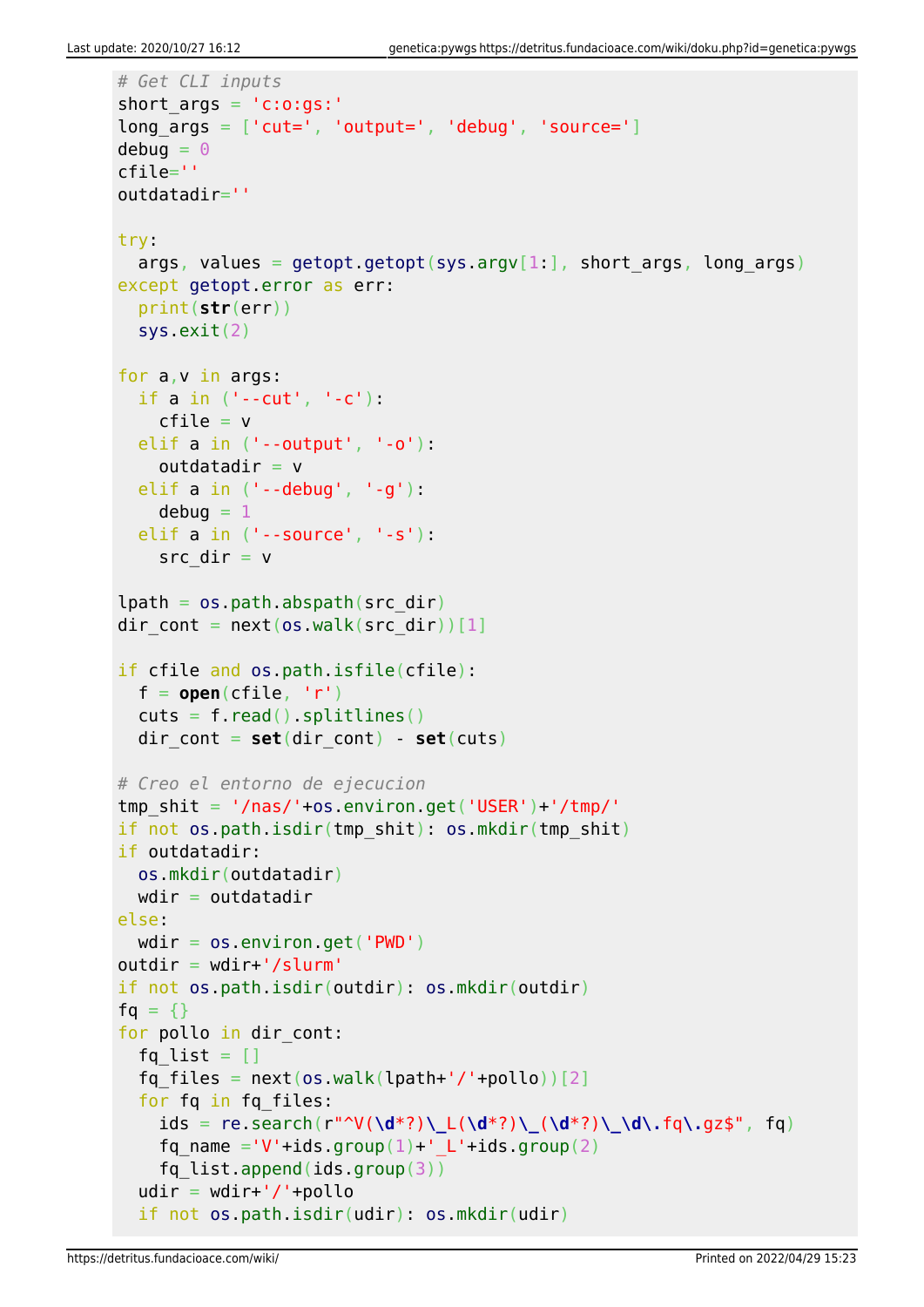```
# Get CLI inputs
short_args = 'c:o:gs:'
long_args = ['cut=', 'output=', 'debug', 'source=']
debug = 0
cfile=''
outdatadir=''

try:
  args, values = getopt.getopt(sys.argv[1:], short_args, long_args)
except getopt.error as err:
  print(str(err))
  sys.exit(2)

for a,v in args:
  if a in ('--cut', '-c'):
    cfile = v
  elif a in ('--output', '-o'):
    outdatadir = v
  elif a in ('--debug', '-g'):
    debug = 1
  elif a in ('--source', '-s'):
    src_dir = v

lpath = os.path.abspath(src_dir)
dir_cont = next(os.walk(src_dir))[1]

if cfile and os.path.isfile(cfile):
  f = open(cfile, 'r')
  cuts = f.read().splitlines()
  dir_cont = set(dir_cont) - set(cuts)

# Creo el entorno de ejecucion
tmp_shit = '/nas/'+os.environ.get('USER')+'/tmp/'
if not os.path.isdir(tmp_shit): os.mkdir(tmp_shit)
if outdatadir:
  os.mkdir(outdatadir)
  wdir = outdatadir
else:
  wdir = os.environ.get('PWD')
outdir = wdir+'/slurm'
if not os.path.isdir(outdir): os.mkdir(outdir)
fq = {}
for pollo in dir_cont:
  fq_list = []
  fq_files = next(os.walk(lpath+'/'+pollo))[2]
  for fq in fq_files:
    ids = re.search(r"^V(\d*?)\_L(\d*?)\_(\d*?)\_\d\.fq\.gz$", fq)
    fq_name ='V'+ids.group(1)+'_L'+ids.group(2)
    fq_list.append(ids.group(3))
  udir = wdir+'/'+pollo
  if not os.path.isdir(udir): os.mkdir(udir)
```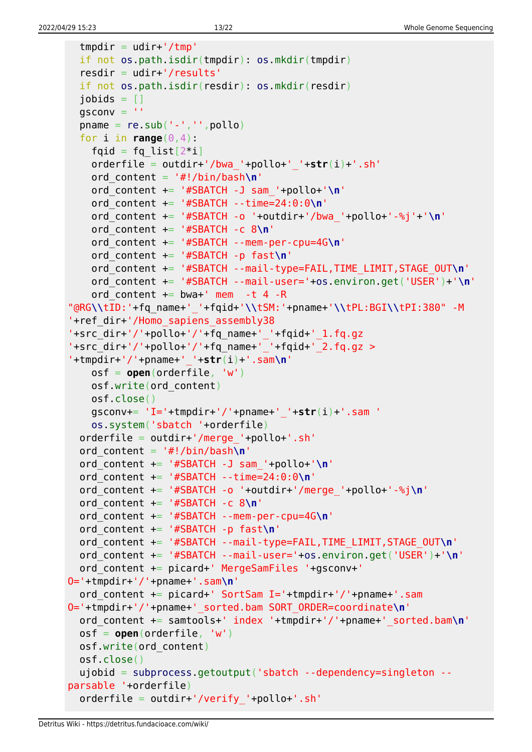```
  tmpdir = udir+'/tmp'
  if not os.path.isdir(tmpdir): os.mkdir(tmpdir)
  resdir = udir+'/results'
  if not os.path.isdir(resdir): os.mkdir(resdir)
  jobids = []
  gsconv = ''
  pname = re.sub('-','',pollo)
  for i in range(0,4):
    fqid = fq_list[2*i]
    orderfile = outdir+'/bwa_'+pollo+'_'+str(i)+'.sh'
    ord_content = '#!/bin/bash\n'
    ord_content += '#SBATCH -J sam_'+pollo+'\n'
    ord_content += '#SBATCH --time=24:0:0\n'
    ord_content += '#SBATCH -o '+outdir+'/bwa_'+pollo+'-%j'+'\n'
    ord_content += '#SBATCH -c 8\n'
    ord_content += '#SBATCH --mem-per-cpu=4G\n'
    ord_content += '#SBATCH -p fast\n'
    ord_content += '#SBATCH --mail-type=FAIL,TIME_LIMIT,STAGE_OUT\n'
    ord_content += '#SBATCH --mail-user='+os.environ.get('USER')+'\n'
    ord_content += bwa+' mem  -t 4 -R
"@RG\\tID:'+fq_name+'_'+fqid+'\\tSM:'+pname+'\\tPL:BGI\\tPI:380" -M
'+ref_dir+'/Homo_sapiens_assembly38
'+src_dir+'/'+pollo+'/'+fq_name+'_'+fqid+'_1.fq.gz
'+src_dir+'/'+pollo+'/'+fq_name+'_'+fqid+'_2.fq.gz >
'+tmpdir+'/'+pname+'_'+str(i)+'.sam\n'
    osf = open(orderfile, 'w')
    osf.write(ord_content)
    osf.close()
    gsconv+= 'I='+tmpdir+'/'+pname+'_'+str(i)+'.sam '
    os.system('sbatch '+orderfile)
  orderfile = outdir+'/merge_'+pollo+'.sh'
  ord_content = '#!/bin/bash\n'
  ord_content += '#SBATCH -J sam_'+pollo+'\n'
  ord_content += '#SBATCH --time=24:0:0\n'
  ord_content += '#SBATCH -o '+outdir+'/merge_'+pollo+'-%j\n'
  ord_content += '#SBATCH -c 8\n'
  ord_content += '#SBATCH --mem-per-cpu=4G\n'
  ord_content += '#SBATCH -p fast\n'
  ord_content += '#SBATCH --mail-type=FAIL,TIME_LIMIT,STAGE_OUT\n'
  ord_content += '#SBATCH --mail-user='+os.environ.get('USER')+'\n'
  ord_content += picard+' MergeSamFiles '+gsconv+'
O='+tmpdir+'/'+pname+'.sam\n'
  ord_content += picard+' SortSam I='+tmpdir+'/'+pname+'.sam
O='+tmpdir+'/'+pname+'_sorted.bam SORT_ORDER=coordinate\n'
  ord_content += samtools+' index '+tmpdir+'/'+pname+'_sorted.bam\n'
  osf = open(orderfile, 'w')
  osf.write(ord_content)
  osf.close()
  ujobid = subprocess.getoutput('sbatch --dependency=singleton --
parsable '+orderfile)
  orderfile = outdir+'/verify_'+pollo+'.sh'
```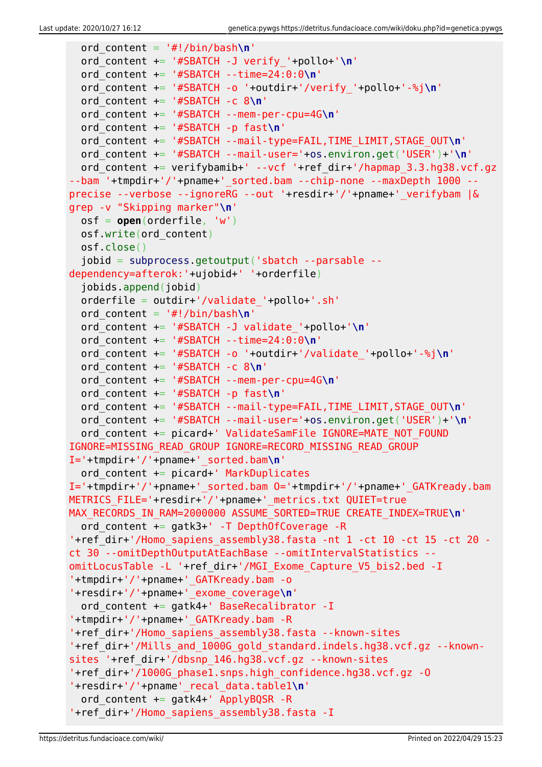```
  ord_content = '#!/bin/bash\n'
  ord_content += '#SBATCH -J verify_'+pollo+'\n'
  ord_content += '#SBATCH --time=24:0:0\n'
  ord_content += '#SBATCH -o '+outdir+'/verify_'+pollo+'-%j\n'
  ord_content += '#SBATCH -c 8\n'
  ord_content += '#SBATCH --mem-per-cpu=4G\n'
  ord_content += '#SBATCH -p fast\n'
  ord_content += '#SBATCH --mail-type=FAIL,TIME_LIMIT,STAGE_OUT\n'
  ord_content += '#SBATCH --mail-user='+os.environ.get('USER')+'\n'
  ord_content += verifybamib+' --vcf '+ref_dir+'/hapmap_3.3.hg38.vcf.gz
--bam '+tmpdir+'/'+pname+'_sorted.bam --chip-none --maxDepth 1000 --
precise --verbose --ignoreRG --out '+resdir+'/'+pname+'_verifybam |&
grep -v "Skipping marker"\n'
  osf = open(orderfile, 'w')
  osf.write(ord_content)
  osf.close()
  jobid = subprocess.getoutput('sbatch --parsable --
dependency=afterok:'+ujobid+' '+orderfile)
  jobids.append(jobid)
  orderfile = outdir+'/validate_'+pollo+'.sh'
  ord_content = '#!/bin/bash\n'
  ord_content += '#SBATCH -J validate_'+pollo+'\n'
  ord_content += '#SBATCH --time=24:0:0\n'
  ord_content += '#SBATCH -o '+outdir+'/validate_'+pollo+'-%j\n'
  ord_content += '#SBATCH -c 8\n'
  ord_content += '#SBATCH --mem-per-cpu=4G\n'
  ord_content += '#SBATCH -p fast\n'
  ord_content += '#SBATCH --mail-type=FAIL,TIME_LIMIT,STAGE_OUT\n'
  ord_content += '#SBATCH --mail-user='+os.environ.get('USER')+'\n'
  ord_content += picard+' ValidateSamFile IGNORE=MATE_NOT_FOUND
IGNORE=MISSING_READ_GROUP IGNORE=RECORD_MISSING_READ_GROUP
I='+tmpdir+'/'+pname+'_sorted.bam\n'
  ord_content += picard+' MarkDuplicates
I='+tmpdir+'/'+pname+'_sorted.bam O='+tmpdir+'/'+pname+'_GATKready.bam
METRICS_FILE='+resdir+'/'+pname+'_metrics.txt QUIET=true
MAX_RECORDS_IN_RAM=2000000 ASSUME_SORTED=TRUE CREATE_INDEX=TRUE\n'
  ord_content += gatk3+' -T DepthOfCoverage -R
'+ref_dir+'/Homo_sapiens_assembly38.fasta -nt 1 -ct 10 -ct 15 -ct 20 -
ct 30 --omitDepthOutputAtEachBase --omitIntervalStatistics --
omitLocusTable -L '+ref_dir+'/MGI_Exome_Capture_V5_bis2.bed -I
'+tmpdir+'/'+pname+'_GATKready.bam -o
'+resdir+'/'+pname+'_exome_coverage\n'
  ord_content += gatk4+' BaseRecalibrator -I
'+tmpdir+'/'+pname+'_GATKready.bam -R
'+ref_dir+'/Homo_sapiens_assembly38.fasta --known-sites
'+ref_dir+'/Mills_and_1000G_gold_standard.indels.hg38.vcf.gz --known-
sites '+ref_dir+'/dbsnp_146.hg38.vcf.gz --known-sites
'+ref_dir+'/1000G_phase1.snps.high_confidence.hg38.vcf.gz -O
'+resdir+'/'+pname'_recal_data.table1\n'
  ord_content += gatk4+' ApplyBQSR -R
'+ref_dir+'/Homo_sapiens_assembly38.fasta -I
```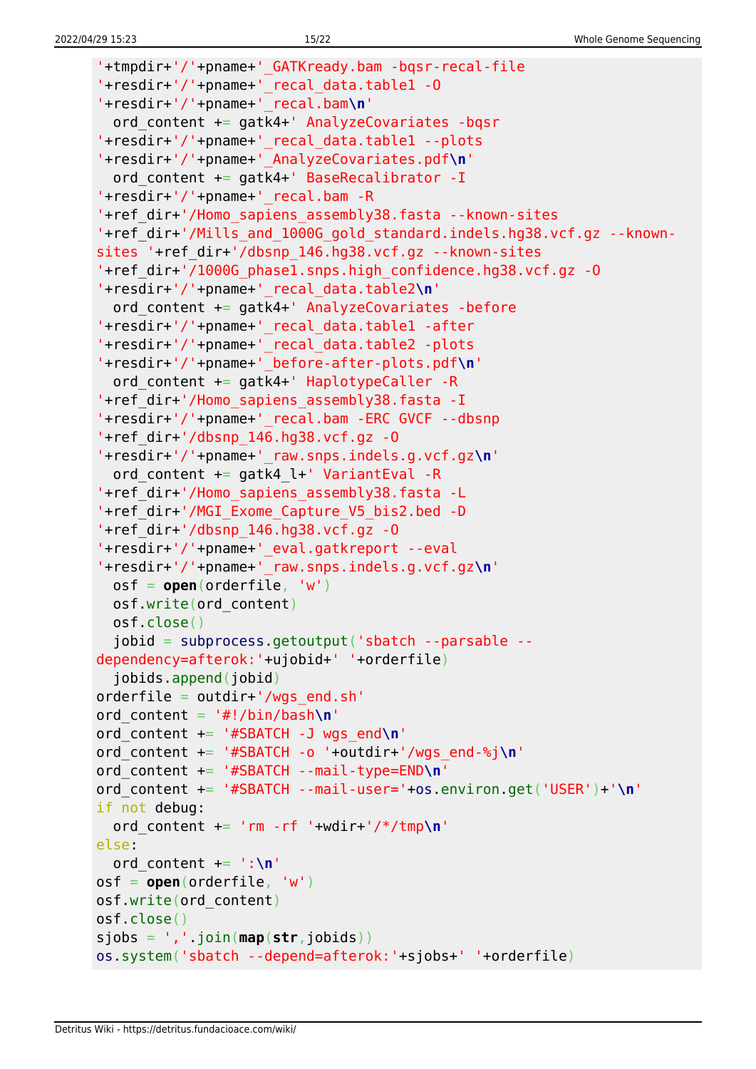```
'+tmpdir+'/'+pname+'_GATKready.bam -bqsr-recal-file
'+resdir+'/'+pname+'_recal_data.table1 -O
'+resdir+'/'+pname+'_recal.bam\n'
  ord_content += gatk4+' AnalyzeCovariates -bqsr
'+resdir+'/'+pname+'_recal_data.table1 --plots
'+resdir+'/'+pname+'_AnalyzeCovariates.pdf\n'
  ord_content += gatk4+' BaseRecalibrator -I
'+resdir+'/'+pname+'_recal.bam -R
'+ref_dir+'/Homo_sapiens_assembly38.fasta --known-sites
'+ref_dir+'/Mills_and_1000G_gold_standard.indels.hg38.vcf.gz --known-
sites '+ref_dir+'/dbsnp_146.hg38.vcf.gz --known-sites
'+ref_dir+'/1000G_phase1.snps.high_confidence.hg38.vcf.gz -O
'+resdir+'/'+pname+'_recal_data.table2\n'
  ord_content += gatk4+' AnalyzeCovariates -before
'+resdir+'/'+pname+'_recal_data.table1 -after
'+resdir+'/'+pname+'_recal_data.table2 -plots
'+resdir+'/'+pname+'_before-after-plots.pdf\n'
  ord_content += gatk4+' HaplotypeCaller -R
'+ref_dir+'/Homo_sapiens_assembly38.fasta -I
'+resdir+'/'+pname+'_recal.bam -ERC GVCF --dbsnp
'+ref_dir+'/dbsnp_146.hg38.vcf.gz -O
'+resdir+'/'+pname+'_raw.snps.indels.g.vcf.gz\n'
  ord_content += gatk4_l+' VariantEval -R
'+ref_dir+'/Homo_sapiens_assembly38.fasta -L
'+ref_dir+'/MGI_Exome_Capture_V5_bis2.bed -D
'+ref_dir+'/dbsnp_146.hg38.vcf.gz -O
'+resdir+'/'+pname+'_eval.gatkreport --eval
'+resdir+'/'+pname+'_raw.snps.indels.g.vcf.gz\n'
  osf = open(orderfile, 'w')
  osf.write(ord_content)
  osf.close()
  jobid = subprocess.getoutput('sbatch --parsable --
dependency=afterok:'+ujobid+' '+orderfile)
  jobids.append(jobid)
orderfile = outdir+'/wgs_end.sh'
ord_content = '#!/bin/bash\n'
ord_content += '#SBATCH -J wgs_end\n'
ord_content += '#SBATCH -o '+outdir+'/wgs_end-%j\n'
ord_content += '#SBATCH --mail-type=END\n'
ord_content += '#SBATCH --mail-user='+os.environ.get('USER')+'\n'
if not debug:
  ord_content += 'rm -rf '+wdir+'/*/tmp\n'
else:
  ord_content += ':\n'
osf = open(orderfile, 'w')
osf.write(ord_content)
osf.close()
sjobs = ','.join(map(str,jobids))
os.system('sbatch --depend=afterok:'+sjobs+' '+orderfile)
```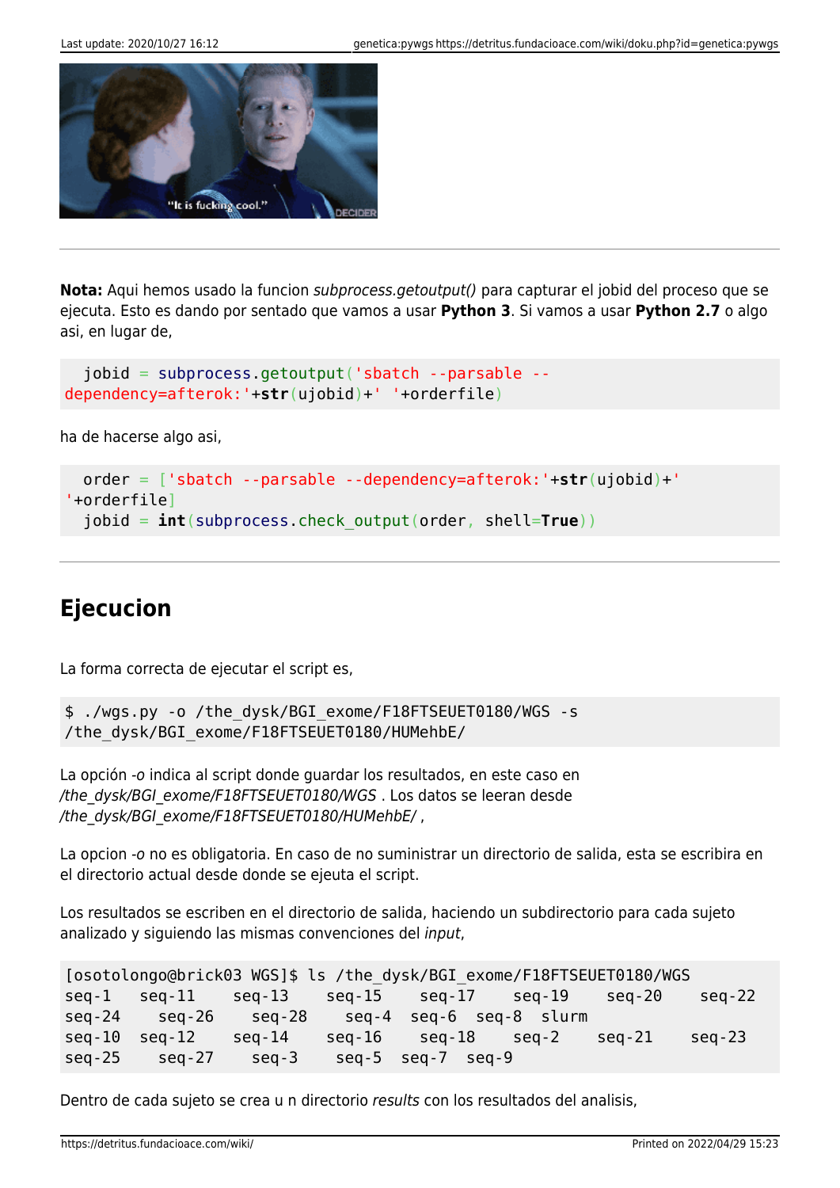**Nota:** Aqui hemos usado la funcion *subprocess.getoutput()* para capturar el jobid del proceso que se ejecuta. Esto es dando por sentado que vamos a usar **Python 3**. Si vamos a usar **Python 2.7** o algo asi, en lugar de,

```
  jobid = subprocess.getoutput('sbatch --parsable --dependency=afterok:'+str(ujobid)+' '+orderfile)
```

ha de hacerse algo asi,

```
  order = ['sbatch --parsable --dependency=afterok:'+str(ujobid)+' '+orderfile]
  jobid = int(subprocess.check_output(order, shell=True))
```

---

## Ejecucion

La forma correcta de ejecutar el script es,

```
$ ./wgs.py -o /the_dysk/BGI_exome/F18FTSEUET0180/WGS -s /the_dysk/BGI_exome/F18FTSEUET0180/HUMehbE/
```

La opción *-o* indica al script donde guardar los resultados, en este caso en */the_dysk/BGI_exome/F18FTSEUET0180/WGS* . Los datos se leeran desde */the_dysk/BGI_exome/F18FTSEUET0180/HUMehbE/* ,

La opcion *-o* no es obligatoria. En caso de no suministrar un directorio de salida, esta se escribira en el directorio actual desde donde se ejeuta el script.

Los resultados se escriben en el directorio de salida, haciendo un subdirectorio para cada sujeto analizado y siguiendo las mismas convenciones del *input*,

```
[osotolongo@brick03 WGS]$ ls /the_dysk/BGI_exome/F18FTSEUET0180/WGS
seq-1   seq-11    seq-13    seq-15    seq-17    seq-19    seq-20    seq-22
seq-24    seq-26    seq-28    seq-4   seq-6   seq-8   slurm
seq-10  seq-12    seq-14    seq-16    seq-18    seq-2    seq-21    seq-23
seq-25    seq-27    seq-3    seq-5   seq-7   seq-9
```

Dentro de cada sujeto se crea u n directorio *results* con los resultados del analisis,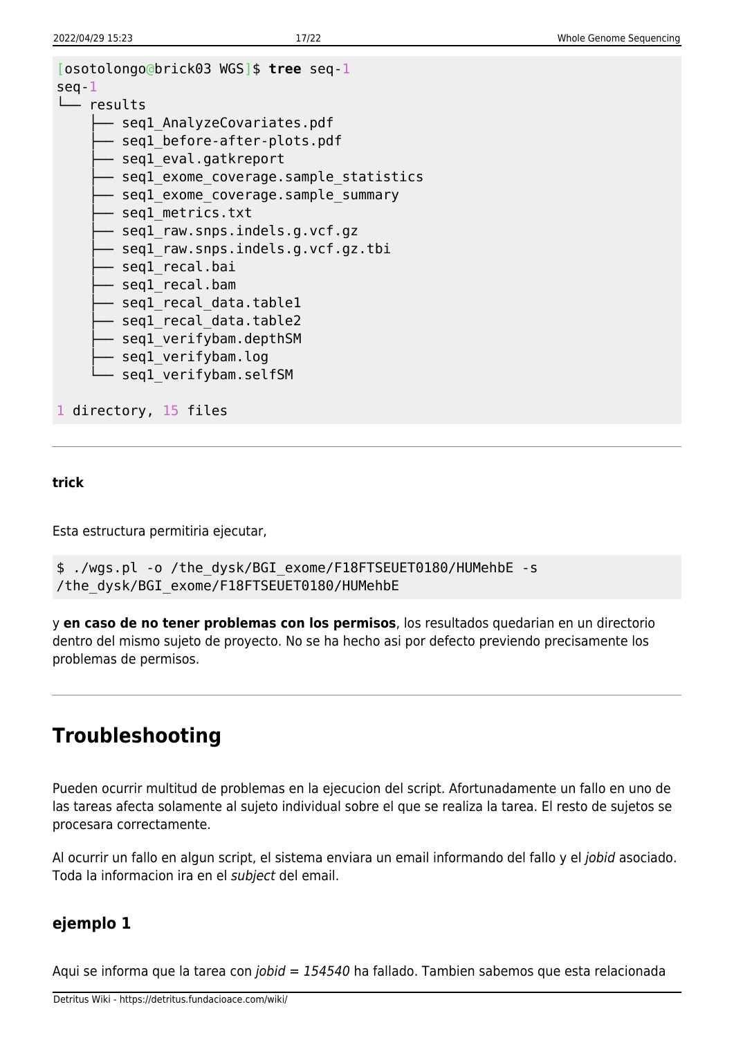```
[osotolongo@brick03 WGS]$ tree seq-1
seq-1
└── results
    ├── seq1_AnalyzeCovariates.pdf
    ├── seq1_before-after-plots.pdf
    ├── seq1_eval.gatkreport
    ├── seq1_exome_coverage.sample_statistics
    ├── seq1_exome_coverage.sample_summary
    ├── seq1_metrics.txt
    ├── seq1_raw.snps.indels.g.vcf.gz
    ├── seq1_raw.snps.indels.g.vcf.gz.tbi
    ├── seq1_recal.bai
    ├── seq1_recal.bam
    ├── seq1_recal_data.table1
    ├── seq1_recal_data.table2
    ├── seq1_verifybam.depthSM
    ├── seq1_verifybam.log
    └── seq1_verifybam.selfSM

1 directory, 15 files
```

---

**trick**

Esta estructura permitiria ejecutar,

```
$ ./wgs.pl -o /the_dysk/BGI_exome/F18FTSEUET0180/HUMehbE -s
/the_dysk/BGI_exome/F18FTSEUET0180/HUMehbE
```

y **en caso de no tener problemas con los permisos**, los resultados quedarian en un directorio dentro del mismo sujeto de proyecto. No se ha hecho asi por defecto previendo precisamente los problemas de permisos.

---

# Troubleshooting

Pueden ocurrir multitud de problemas en la ejecucion del script. Afortunadamente un fallo en uno de las tareas afecta solamente al sujeto individual sobre el que se realiza la tarea. El resto de sujetos se procesara correctamente.

Al ocurrir un fallo en algun script, el sistema enviara un email informando del fallo y el *jobid* asociado. Toda la informacion ira en el *subject* del email.

## ejemplo 1

Aqui se informa que la tarea con *jobid = 154540* ha fallado. Tambien sabemos que esta relacionada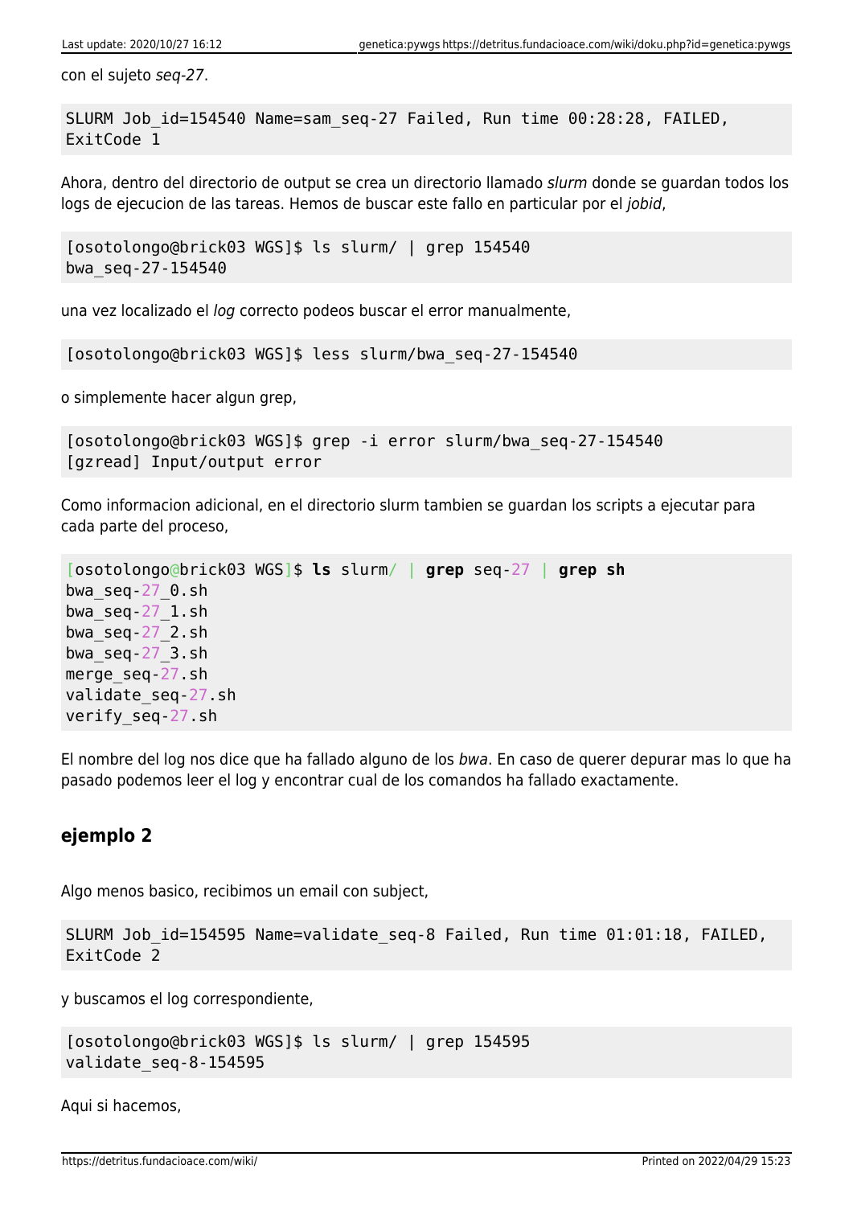con el sujeto *seq-27*.

```
SLURM Job_id=154540 Name=sam_seq-27 Failed, Run time 00:28:28, FAILED,
ExitCode 1
```

Ahora, dentro del directorio de output se crea un directorio llamado *slurm* donde se guardan todos los logs de ejecucion de las tareas. Hemos de buscar este fallo en particular por el *jobid*,

```
[osotolongo@brick03 WGS]$ ls slurm/ | grep 154540
bwa_seq-27-154540
```

una vez localizado el *log* correcto podeos buscar el error manualmente,

```
[osotolongo@brick03 WGS]$ less slurm/bwa_seq-27-154540
```

o simplemente hacer algun grep,

```
[osotolongo@brick03 WGS]$ grep -i error slurm/bwa_seq-27-154540
[gzread] Input/output error
```

Como informacion adicional, en el directorio slurm tambien se guardan los scripts a ejecutar para cada parte del proceso,

```
[osotolongo@brick03 WGS]$ ls slurm/ | grep seq-27 | grep sh
bwa_seq-27_0.sh
bwa_seq-27_1.sh
bwa_seq-27_2.sh
bwa_seq-27_3.sh
merge_seq-27.sh
validate_seq-27.sh
verify_seq-27.sh
```

El nombre del log nos dice que ha fallado alguno de los *bwa*. En caso de querer depurar mas lo que ha pasado podemos leer el log y encontrar cual de los comandos ha fallado exactamente.

### ejemplo 2

Algo menos basico, recibimos un email con subject,

```
SLURM Job_id=154595 Name=validate_seq-8 Failed, Run time 01:01:18, FAILED,
ExitCode 2
```

y buscamos el log correspondiente,

```
[osotolongo@brick03 WGS]$ ls slurm/ | grep 154595
validate_seq-8-154595
```

Aqui si hacemos,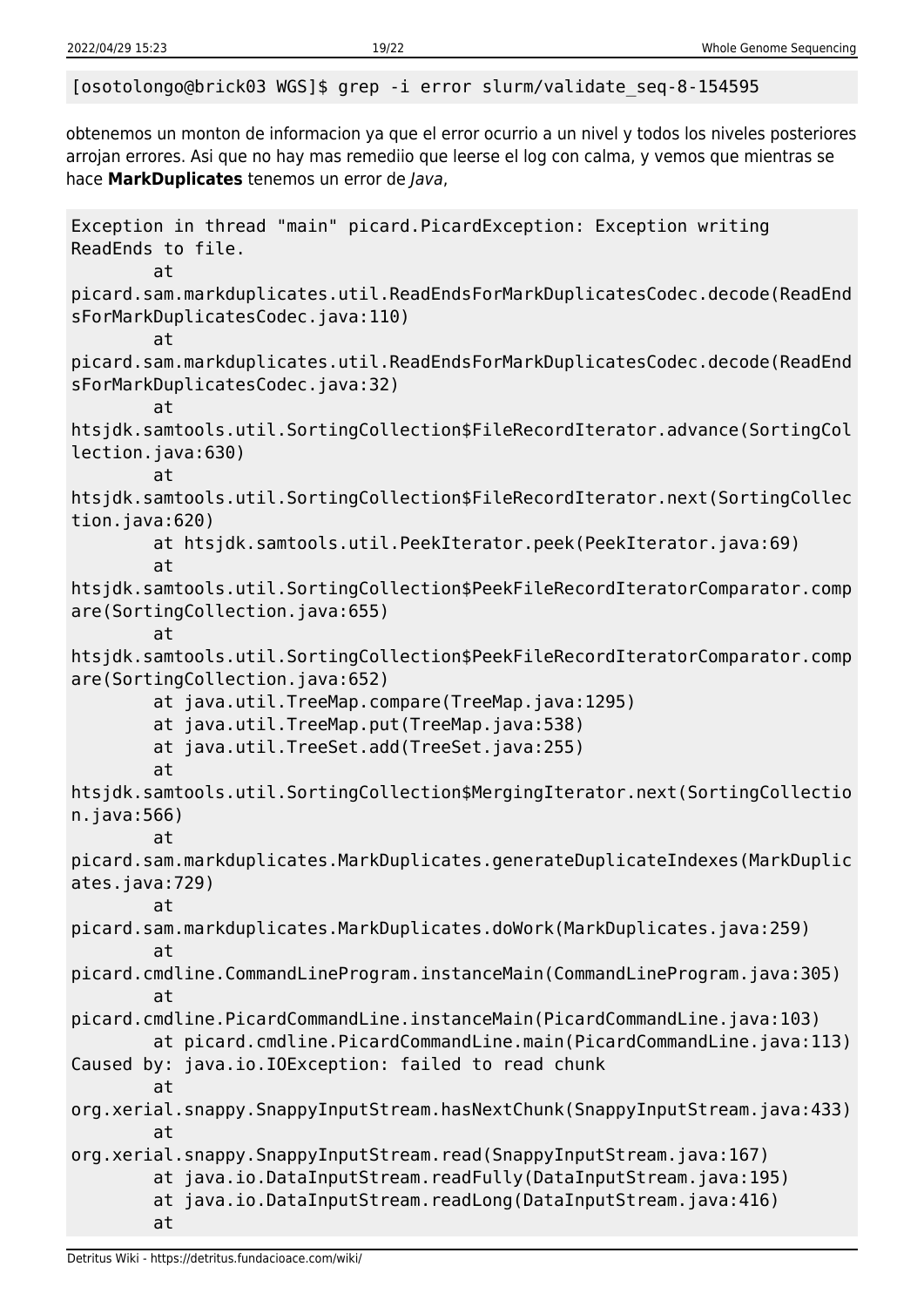```
[osotolongo@brick03 WGS]$ grep -i error slurm/validate_seq-8-154595
```

obtenemos un monton de informacion ya que el error ocurrio a un nivel y todos los niveles posteriores arrojan errores. Asi que no hay mas remediio que leerse el log con calma, y vemos que mientras se hace **MarkDuplicates** tenemos un error de *Java*,

```
Exception in thread "main" picard.PicardException: Exception writing
ReadEnds to file.
        at
picard.sam.markduplicates.util.ReadEndsForMarkDuplicatesCodec.decode(ReadEnd
sForMarkDuplicatesCodec.java:110)
        at
picard.sam.markduplicates.util.ReadEndsForMarkDuplicatesCodec.decode(ReadEnd
sForMarkDuplicatesCodec.java:32)
        at
htsjdk.samtools.util.SortingCollection$FileRecordIterator.advance(SortingCol
lection.java:630)
        at
htsjdk.samtools.util.SortingCollection$FileRecordIterator.next(SortingCollec
tion.java:620)
        at htsjdk.samtools.util.PeekIterator.peek(PeekIterator.java:69)
        at
htsjdk.samtools.util.SortingCollection$PeekFileRecordIteratorComparator.comp
are(SortingCollection.java:655)
        at
htsjdk.samtools.util.SortingCollection$PeekFileRecordIteratorComparator.comp
are(SortingCollection.java:652)
        at java.util.TreeMap.compare(TreeMap.java:1295)
        at java.util.TreeMap.put(TreeMap.java:538)
        at java.util.TreeSet.add(TreeSet.java:255)
        at
htsjdk.samtools.util.SortingCollection$MergingIterator.next(SortingCollectio
n.java:566)
        at
picard.sam.markduplicates.MarkDuplicates.generateDuplicateIndexes(MarkDuplic
ates.java:729)
        at
picard.sam.markduplicates.MarkDuplicates.doWork(MarkDuplicates.java:259)
        at
picard.cmdline.CommandLineProgram.instanceMain(CommandLineProgram.java:305)
        at
picard.cmdline.PicardCommandLine.instanceMain(PicardCommandLine.java:103)
        at picard.cmdline.PicardCommandLine.main(PicardCommandLine.java:113)
Caused by: java.io.IOException: failed to read chunk
        at
org.xerial.snappy.SnappyInputStream.hasNextChunk(SnappyInputStream.java:433)
        at
org.xerial.snappy.SnappyInputStream.read(SnappyInputStream.java:167)
        at java.io.DataInputStream.readFully(DataInputStream.java:195)
        at java.io.DataInputStream.readLong(DataInputStream.java:416)
        at
```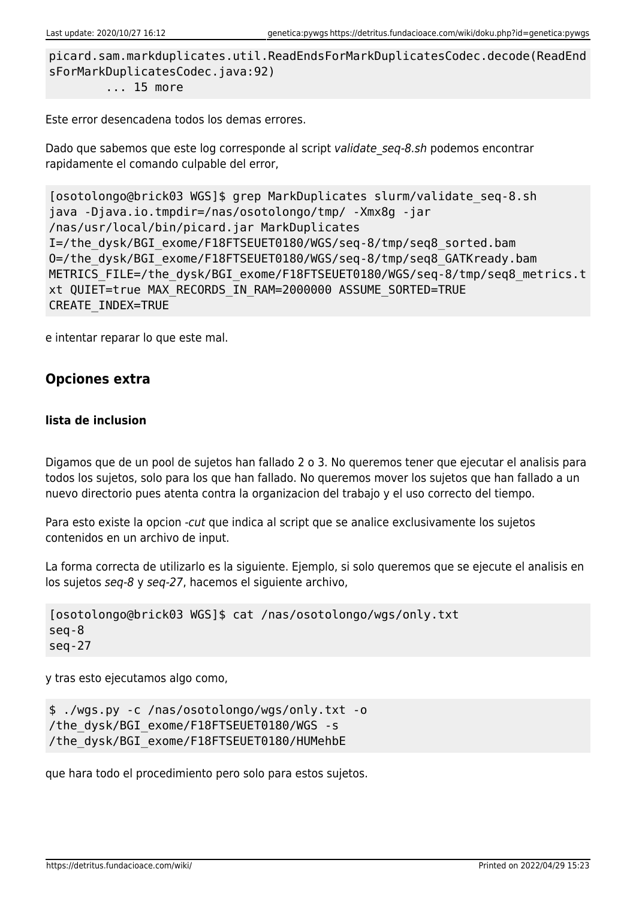```
picard.sam.markduplicates.util.ReadEndsForMarkDuplicatesCodec.decode(ReadEndsForMarkDuplicatesCodec.java:92)
        ... 15 more
```

Este error desencadena todos los demas errores.

Dado que sabemos que este log corresponde al script *validate_seq-8.sh* podemos encontrar rapidamente el comando culpable del error,

```
[osotolongo@brick03 WGS]$ grep MarkDuplicates slurm/validate_seq-8.sh
java -Djava.io.tmpdir=/nas/osotolongo/tmp/ -Xmx8g -jar
/nas/usr/local/bin/picard.jar MarkDuplicates
I=/the_dysk/BGI_exome/F18FTSEUET0180/WGS/seq-8/tmp/seq8_sorted.bam
O=/the_dysk/BGI_exome/F18FTSEUET0180/WGS/seq-8/tmp/seq8_GATKready.bam
METRICS_FILE=/the_dysk/BGI_exome/F18FTSEUET0180/WGS/seq-8/tmp/seq8_metrics.txt QUIET=true MAX_RECORDS_IN_RAM=2000000 ASSUME_SORTED=TRUE
CREATE_INDEX=TRUE
```

e intentar reparar lo que este mal.

## Opciones extra

### lista de inclusion

Digamos que de un pool de sujetos han fallado 2 o 3. No queremos tener que ejecutar el analisis para todos los sujetos, solo para los que han fallado. No queremos mover los sujetos que han fallado a un nuevo directorio pues atenta contra la organizacion del trabajo y el uso correcto del tiempo.

Para esto existe la opcion *-cut* que indica al script que se analice exclusivamente los sujetos contenidos en un archivo de input.

La forma correcta de utilizarlo es la siguiente. Ejemplo, si solo queremos que se ejecute el analisis en los sujetos *seq-8* y *seq-27*, hacemos el siguiente archivo,

```
[osotolongo@brick03 WGS]$ cat /nas/osotolongo/wgs/only.txt
seq-8
seq-27
```

y tras esto ejecutamos algo como,

```
$ ./wgs.py -c /nas/osotolongo/wgs/only.txt -o
/the_dysk/BGI_exome/F18FTSEUET0180/WGS -s
/the_dysk/BGI_exome/F18FTSEUET0180/HUMehbE
```

que hara todo el procedimiento pero solo para estos sujetos.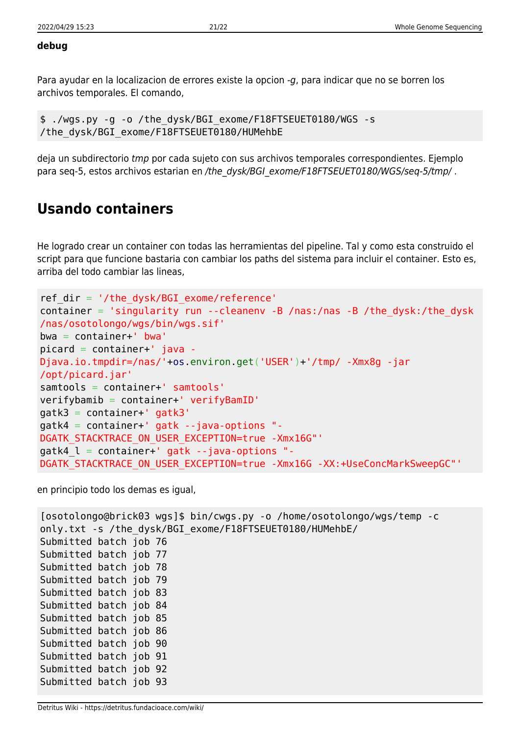#### debug

Para ayudar en la localizacion de errores existe la opcion *-g*, para indicar que no se borren los archivos temporales. El comando,

```
$ ./wgs.py -g -o /the_dysk/BGI_exome/F18FTSEUET0180/WGS -s
/the_dysk/BGI_exome/F18FTSEUET0180/HUMehbE
```

deja un subdirectorio *tmp* por cada sujeto con sus archivos temporales correspondientes. Ejemplo para seq-5, estos archivos estarian en */the_dysk/BGI_exome/F18FTSEUET0180/WGS/seq-5/tmp/* .

## Usando containers

He logrado crear un container con todas las herramientas del pipeline. Tal y como esta construido el script para que funcione bastaria con cambiar los paths del sistema para incluir el container. Esto es, arriba del todo cambiar las lineas,

```
ref_dir = '/the_dysk/BGI_exome/reference'
container = 'singularity run --cleanenv -B /nas:/nas -B /the_dysk:/the_dysk
/nas/osotolongo/wgs/bin/wgs.sif'
bwa = container+' bwa'
picard = container+' java -
Djava.io.tmpdir=/nas/'+os.environ.get('USER')+'/tmp/ -Xmx8g -jar
/opt/picard.jar'
samtools = container+' samtools'
verifybamib = container+' verifyBamID'
gatk3 = container+' gatk3'
gatk4 = container+' gatk --java-options "-
DGATK_STACKTRACE_ON_USER_EXCEPTION=true -Xmx16G"'
gatk4_l = container+' gatk --java-options "-
DGATK_STACKTRACE_ON_USER_EXCEPTION=true -Xmx16G -XX:+UseConcMarkSweepGC"'
```

en principio todo los demas es igual,

```
[osotolongo@brick03 wgs]$ bin/cwgs.py -o /home/osotolongo/wgs/temp -c
only.txt -s /the_dysk/BGI_exome/F18FTSEUET0180/HUMehbE/
Submitted batch job 76
Submitted batch job 77
Submitted batch job 78
Submitted batch job 79
Submitted batch job 83
Submitted batch job 84
Submitted batch job 85
Submitted batch job 86
Submitted batch job 90
Submitted batch job 91
Submitted batch job 92
Submitted batch job 93
```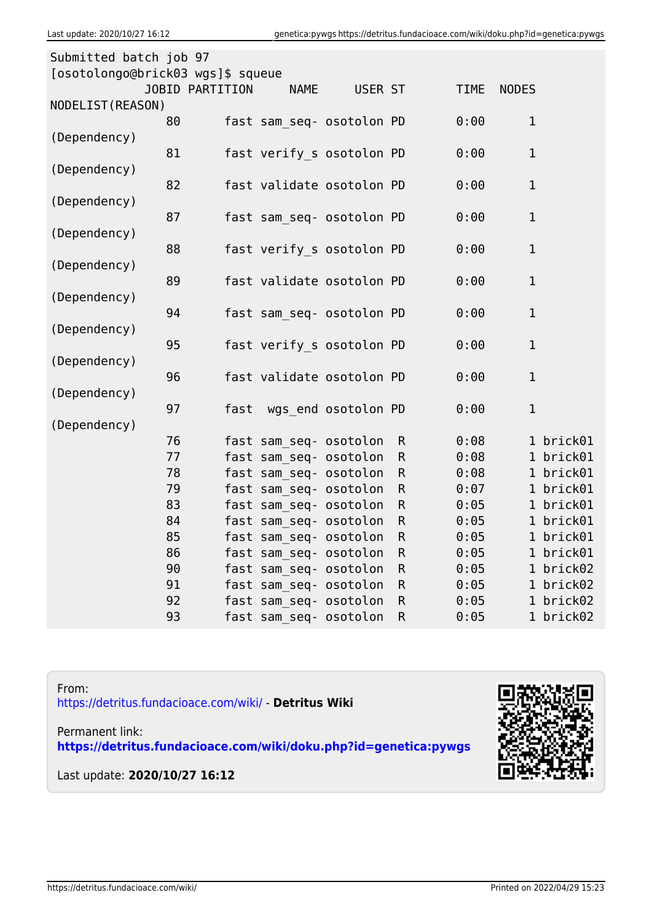```
Submitted batch job 97
[osotolongo@brick03 wgs]$ squeue
             JOBID PARTITION     NAME     USER ST       TIME  NODES
NODELIST(REASON)
                80      fast sam_seq- osotolon PD       0:00      1
(Dependency)
                81      fast verify_s osotolon PD       0:00      1
(Dependency)
                82      fast validate osotolon PD       0:00      1
(Dependency)
                87      fast sam_seq- osotolon PD       0:00      1
(Dependency)
                88      fast verify_s osotolon PD       0:00      1
(Dependency)
                89      fast validate osotolon PD       0:00      1
(Dependency)
                94      fast sam_seq- osotolon PD       0:00      1
(Dependency)
                95      fast verify_s osotolon PD       0:00      1
(Dependency)
                96      fast validate osotolon PD       0:00      1
(Dependency)
                97      fast  wgs_end osotolon PD       0:00      1
(Dependency)
                76      fast sam_seq- osotolon  R       0:08      1 brick01
                77      fast sam_seq- osotolon  R       0:08      1 brick01
                78      fast sam_seq- osotolon  R       0:08      1 brick01
                79      fast sam_seq- osotolon  R       0:07      1 brick01
                83      fast sam_seq- osotolon  R       0:05      1 brick01
                84      fast sam_seq- osotolon  R       0:05      1 brick01
                85      fast sam_seq- osotolon  R       0:05      1 brick01
                86      fast sam_seq- osotolon  R       0:05      1 brick01
                90      fast sam_seq- osotolon  R       0:05      1 brick02
                91      fast sam_seq- osotolon  R       0:05      1 brick02
                92      fast sam_seq- osotolon  R       0:05      1 brick02
                93      fast sam_seq- osotolon  R       0:05      1 brick02
```

From:
https://detritus.fundacioace.com/wiki/ - **Detritus Wiki**

Permanent link:
**https://detritus.fundacioace.com/wiki/doku.php?id=genetica:pywgs**

Last update: **2020/10/27 16:12**